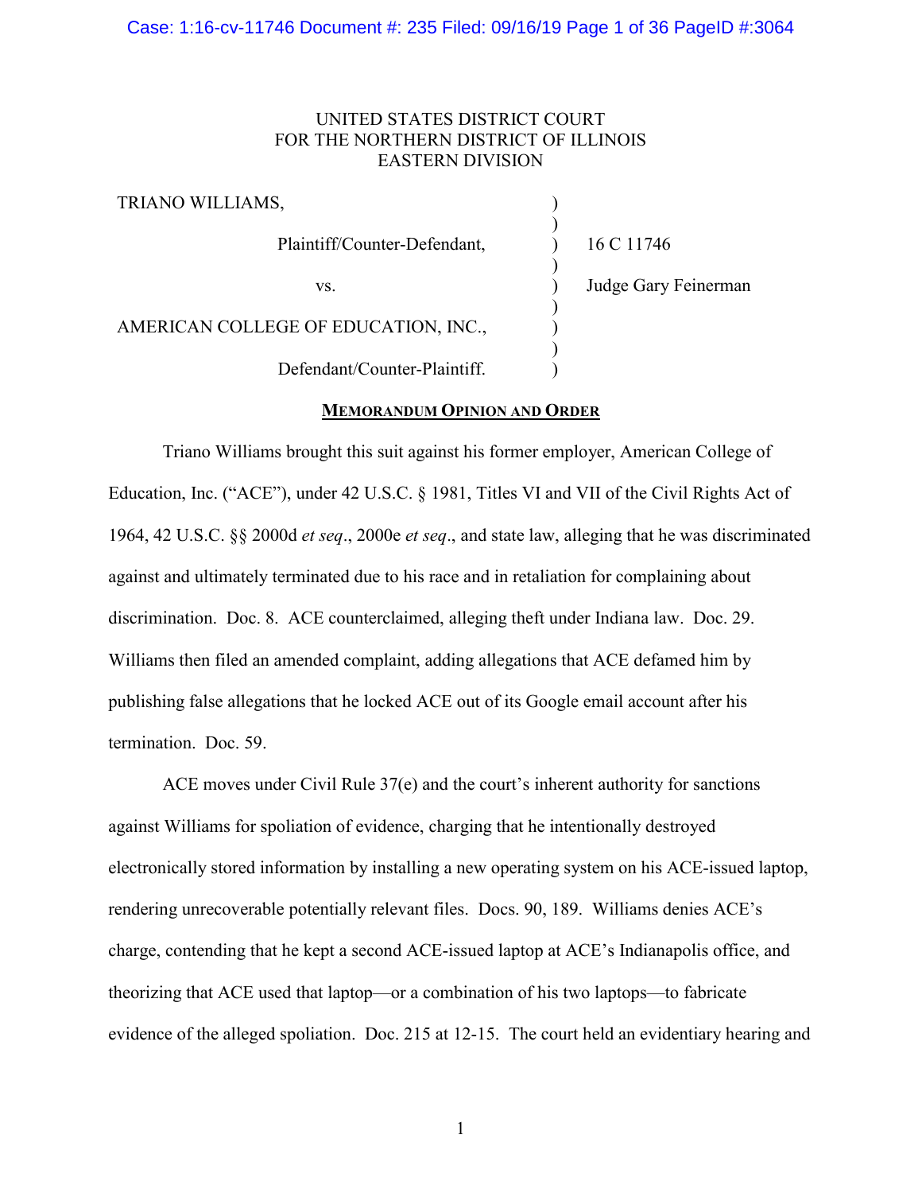UNITED STATES DISTRICT COURT
FOR THE NORTHERN DISTRICT OF ILLINOIS
EASTERN DIVISION

| | | |
|---|---|---|
| TRIANO WILLIAMS, | ) | |
| | ) | |
| Plaintiff/Counter-Defendant, | ) | 16 C 11746 |
| | ) | |
| vs. | ) | Judge Gary Feinerman |
| | ) | |
| AMERICAN COLLEGE OF EDUCATION, INC., | ) | |
| | ) | |
| Defendant/Counter-Plaintiff. | ) | |

**MEMORANDUM OPINION AND ORDER**

Triano Williams brought this suit against his former employer, American College of Education, Inc. ("ACE"), under 42 U.S.C. § 1981, Titles VI and VII of the Civil Rights Act of 1964, 42 U.S.C. §§ 2000d *et seq*., 2000e *et seq*., and state law, alleging that he was discriminated against and ultimately terminated due to his race and in retaliation for complaining about discrimination. Doc. 8. ACE counterclaimed, alleging theft under Indiana law. Doc. 29. Williams then filed an amended complaint, adding allegations that ACE defamed him by publishing false allegations that he locked ACE out of its Google email account after his termination. Doc. 59.

ACE moves under Civil Rule 37(e) and the court's inherent authority for sanctions against Williams for spoliation of evidence, charging that he intentionally destroyed electronically stored information by installing a new operating system on his ACE-issued laptop, rendering unrecoverable potentially relevant files. Docs. 90, 189. Williams denies ACE's charge, contending that he kept a second ACE-issued laptop at ACE's Indianapolis office, and theorizing that ACE used that laptop—or a combination of his two laptops—to fabricate evidence of the alleged spoliation. Doc. 215 at 12-15. The court held an evidentiary hearing and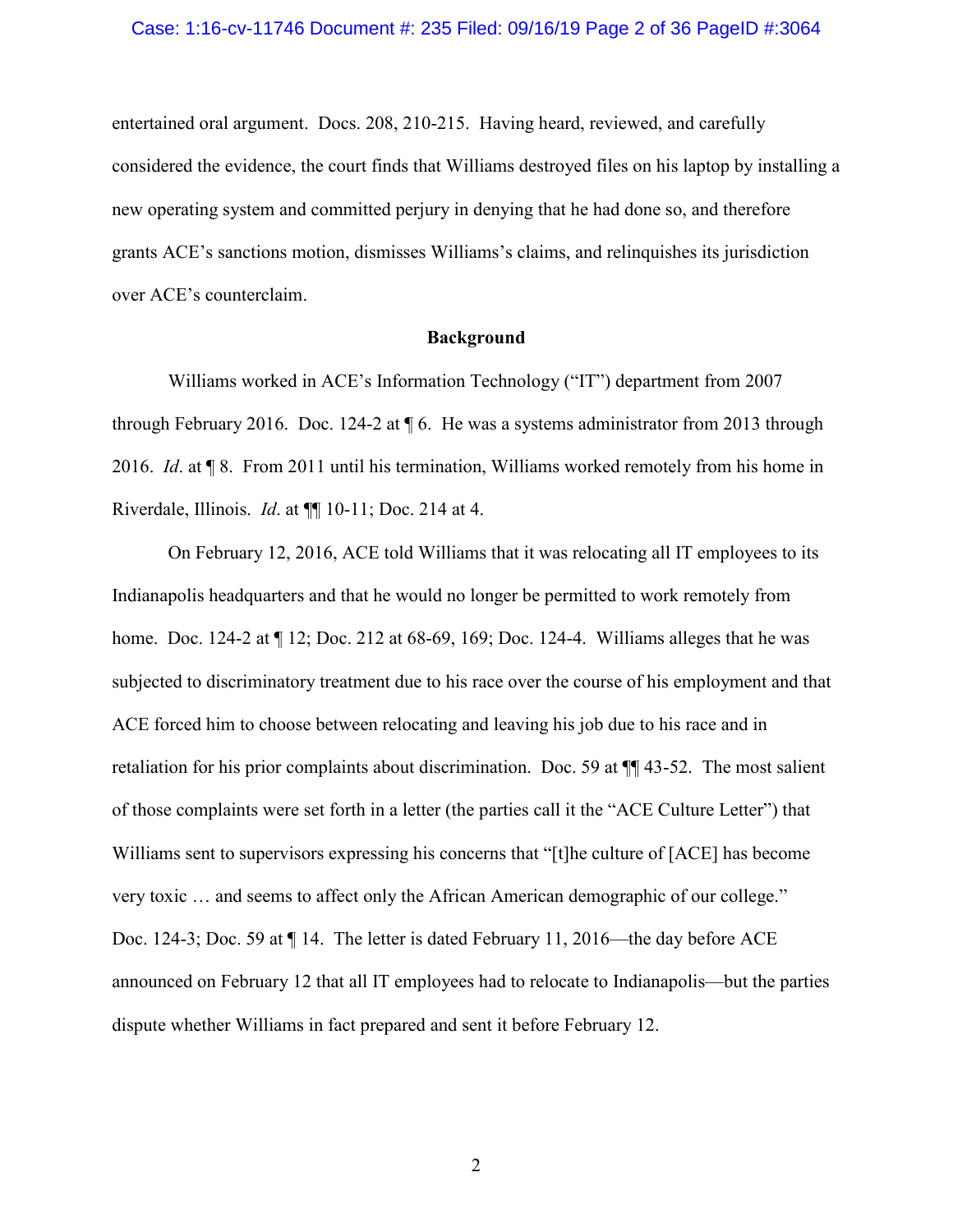entertained oral argument. Docs. 208, 210-215. Having heard, reviewed, and carefully considered the evidence, the court finds that Williams destroyed files on his laptop by installing a new operating system and committed perjury in denying that he had done so, and therefore grants ACE's sanctions motion, dismisses Williams's claims, and relinquishes its jurisdiction over ACE's counterclaim.

**Background**

Williams worked in ACE's Information Technology ("IT") department from 2007 through February 2016. Doc. 124-2 at ¶ 6. He was a systems administrator from 2013 through 2016. *Id*. at ¶ 8. From 2011 until his termination, Williams worked remotely from his home in Riverdale, Illinois. *Id*. at ¶¶ 10-11; Doc. 214 at 4.

On February 12, 2016, ACE told Williams that it was relocating all IT employees to its Indianapolis headquarters and that he would no longer be permitted to work remotely from home. Doc. 124-2 at ¶ 12; Doc. 212 at 68-69, 169; Doc. 124-4. Williams alleges that he was subjected to discriminatory treatment due to his race over the course of his employment and that ACE forced him to choose between relocating and leaving his job due to his race and in retaliation for his prior complaints about discrimination. Doc. 59 at ¶¶ 43-52. The most salient of those complaints were set forth in a letter (the parties call it the "ACE Culture Letter") that Williams sent to supervisors expressing his concerns that "[t]he culture of [ACE] has become very toxic … and seems to affect only the African American demographic of our college." Doc. 124-3; Doc. 59 at ¶ 14. The letter is dated February 11, 2016—the day before ACE announced on February 12 that all IT employees had to relocate to Indianapolis—but the parties dispute whether Williams in fact prepared and sent it before February 12.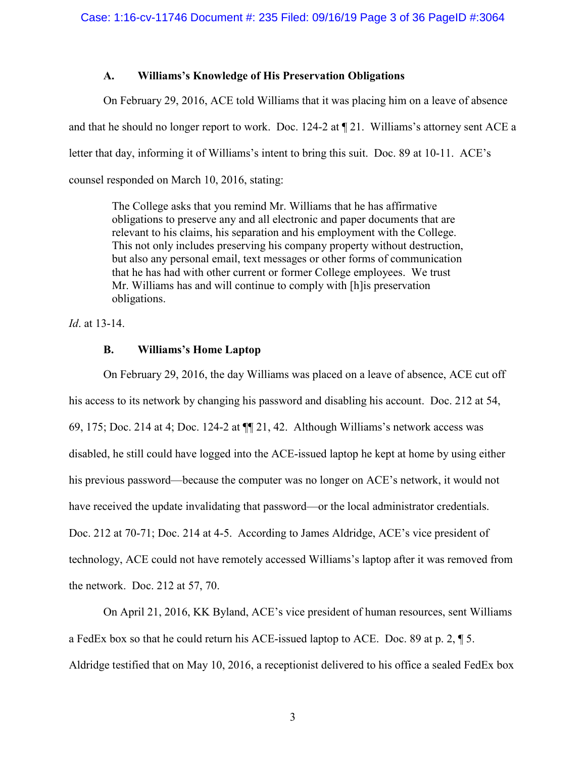### A. Williams's Knowledge of His Preservation Obligations

On February 29, 2016, ACE told Williams that it was placing him on a leave of absence and that he should no longer report to work. Doc. 124-2 at ¶ 21. Williams's attorney sent ACE a letter that day, informing it of Williams's intent to bring this suit. Doc. 89 at 10-11. ACE's counsel responded on March 10, 2016, stating:

> The College asks that you remind Mr. Williams that he has affirmative obligations to preserve any and all electronic and paper documents that are relevant to his claims, his separation and his employment with the College. This not only includes preserving his company property without destruction, but also any personal email, text messages or other forms of communication that he has had with other current or former College employees. We trust Mr. Williams has and will continue to comply with [h]is preservation obligations.

*Id*. at 13-14.

### B. Williams's Home Laptop

On February 29, 2016, the day Williams was placed on a leave of absence, ACE cut off his access to its network by changing his password and disabling his account. Doc. 212 at 54, 69, 175; Doc. 214 at 4; Doc. 124-2 at ¶¶ 21, 42. Although Williams's network access was disabled, he still could have logged into the ACE-issued laptop he kept at home by using either his previous password—because the computer was no longer on ACE's network, it would not have received the update invalidating that password—or the local administrator credentials. Doc. 212 at 70-71; Doc. 214 at 4-5. According to James Aldridge, ACE's vice president of technology, ACE could not have remotely accessed Williams's laptop after it was removed from the network. Doc. 212 at 57, 70.

On April 21, 2016, KK Byland, ACE's vice president of human resources, sent Williams a FedEx box so that he could return his ACE-issued laptop to ACE. Doc. 89 at p. 2, ¶ 5. Aldridge testified that on May 10, 2016, a receptionist delivered to his office a sealed FedEx box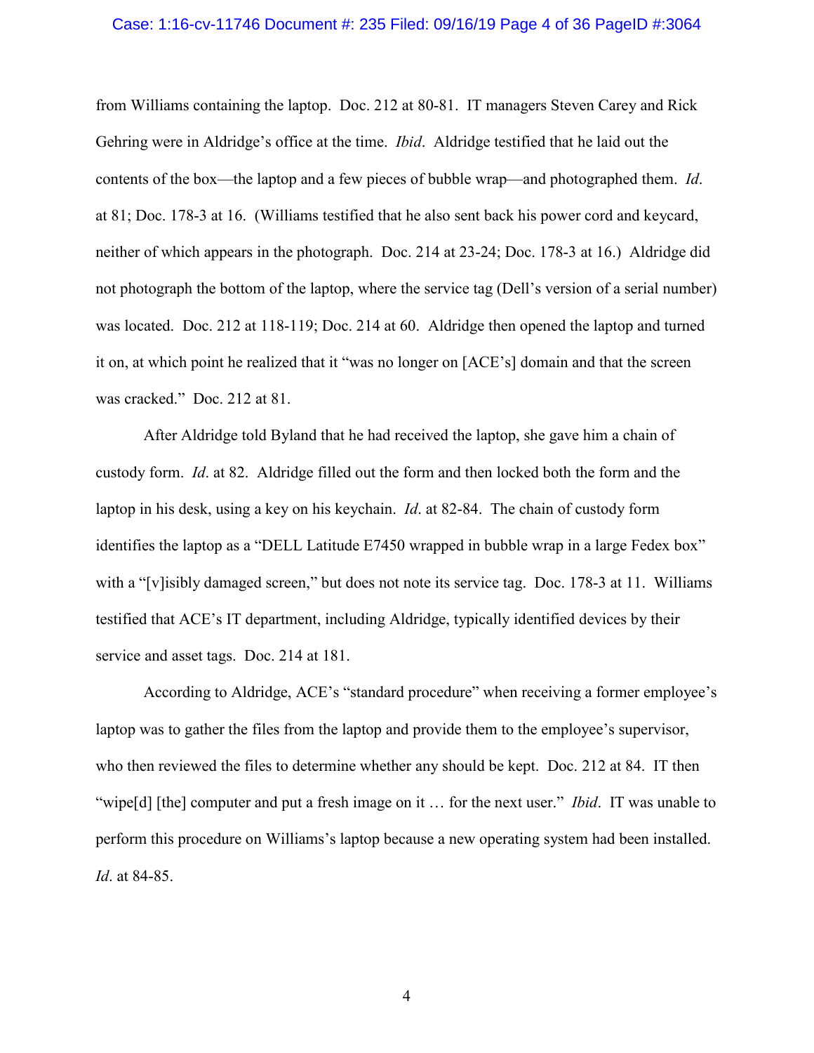from Williams containing the laptop. Doc. 212 at 80-81. IT managers Steven Carey and Rick Gehring were in Aldridge's office at the time. *Ibid*. Aldridge testified that he laid out the contents of the box—the laptop and a few pieces of bubble wrap—and photographed them. *Id*. at 81; Doc. 178-3 at 16. (Williams testified that he also sent back his power cord and keycard, neither of which appears in the photograph. Doc. 214 at 23-24; Doc. 178-3 at 16.) Aldridge did not photograph the bottom of the laptop, where the service tag (Dell's version of a serial number) was located. Doc. 212 at 118-119; Doc. 214 at 60. Aldridge then opened the laptop and turned it on, at which point he realized that it "was no longer on [ACE's] domain and that the screen was cracked." Doc. 212 at 81.

After Aldridge told Byland that he had received the laptop, she gave him a chain of custody form. *Id*. at 82. Aldridge filled out the form and then locked both the form and the laptop in his desk, using a key on his keychain. *Id*. at 82-84. The chain of custody form identifies the laptop as a "DELL Latitude E7450 wrapped in bubble wrap in a large Fedex box" with a "[v]isibly damaged screen," but does not note its service tag. Doc. 178-3 at 11. Williams testified that ACE's IT department, including Aldridge, typically identified devices by their service and asset tags. Doc. 214 at 181.

According to Aldridge, ACE's "standard procedure" when receiving a former employee's laptop was to gather the files from the laptop and provide them to the employee's supervisor, who then reviewed the files to determine whether any should be kept. Doc. 212 at 84. IT then "wipe[d] [the] computer and put a fresh image on it … for the next user." *Ibid*. IT was unable to perform this procedure on Williams's laptop because a new operating system had been installed. *Id*. at 84-85.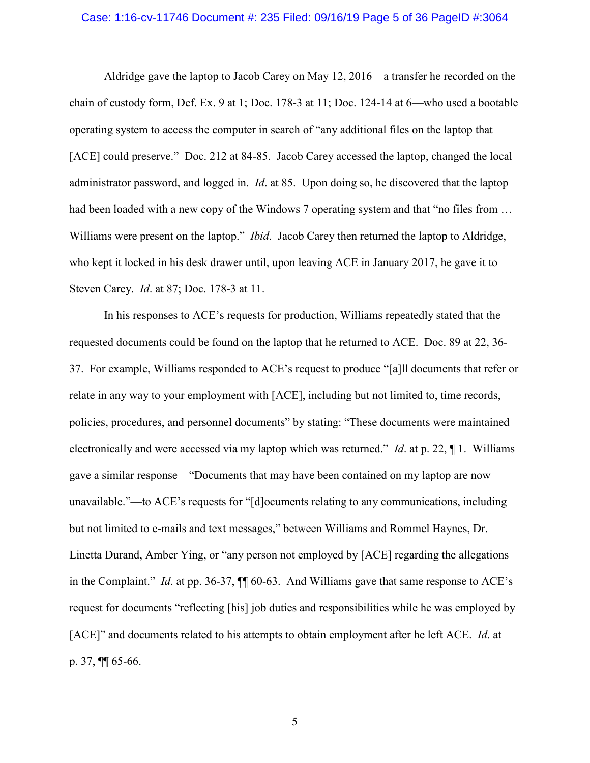Aldridge gave the laptop to Jacob Carey on May 12, 2016—a transfer he recorded on the chain of custody form, Def. Ex. 9 at 1; Doc. 178-3 at 11; Doc. 124-14 at 6—who used a bootable operating system to access the computer in search of "any additional files on the laptop that [ACE] could preserve." Doc. 212 at 84-85. Jacob Carey accessed the laptop, changed the local administrator password, and logged in. *Id*. at 85. Upon doing so, he discovered that the laptop had been loaded with a new copy of the Windows 7 operating system and that "no files from … Williams were present on the laptop." *Ibid*. Jacob Carey then returned the laptop to Aldridge, who kept it locked in his desk drawer until, upon leaving ACE in January 2017, he gave it to Steven Carey. *Id*. at 87; Doc. 178-3 at 11.

In his responses to ACE's requests for production, Williams repeatedly stated that the requested documents could be found on the laptop that he returned to ACE. Doc. 89 at 22, 36-37. For example, Williams responded to ACE's request to produce "[a]ll documents that refer or relate in any way to your employment with [ACE], including but not limited to, time records, policies, procedures, and personnel documents" by stating: "These documents were maintained electronically and were accessed via my laptop which was returned." *Id*. at p. 22, ¶ 1. Williams gave a similar response—"Documents that may have been contained on my laptop are now unavailable."—to ACE's requests for "[d]ocuments relating to any communications, including but not limited to e-mails and text messages," between Williams and Rommel Haynes, Dr. Linetta Durand, Amber Ying, or "any person not employed by [ACE] regarding the allegations in the Complaint." *Id*. at pp. 36-37, ¶¶ 60-63. And Williams gave that same response to ACE's request for documents "reflecting [his] job duties and responsibilities while he was employed by [ACE]" and documents related to his attempts to obtain employment after he left ACE. *Id*. at p. 37, ¶¶ 65-66.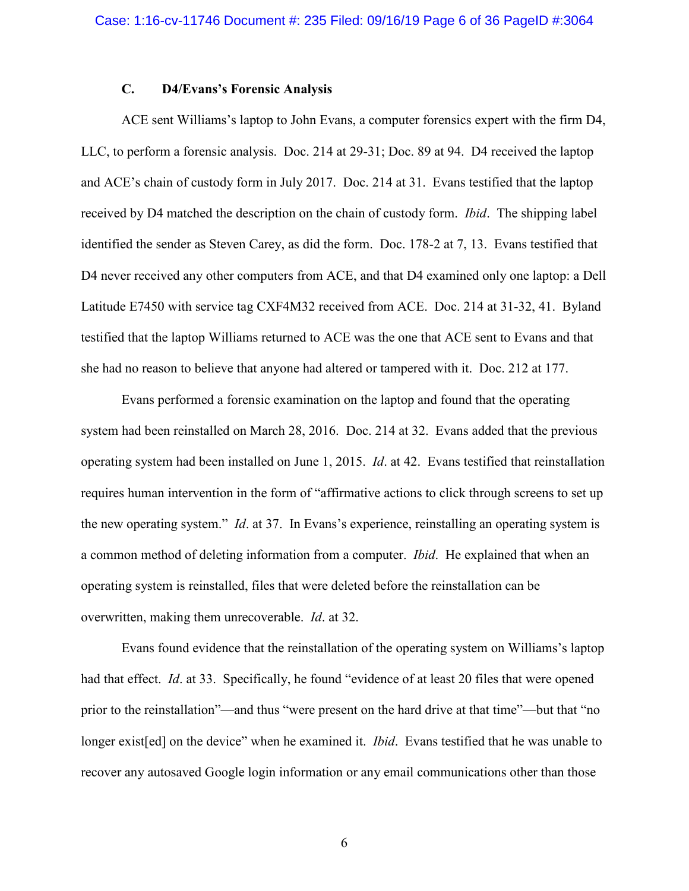### C. D4/Evans's Forensic Analysis

ACE sent Williams's laptop to John Evans, a computer forensics expert with the firm D4, LLC, to perform a forensic analysis. Doc. 214 at 29-31; Doc. 89 at 94. D4 received the laptop and ACE's chain of custody form in July 2017. Doc. 214 at 31. Evans testified that the laptop received by D4 matched the description on the chain of custody form. *Ibid*. The shipping label identified the sender as Steven Carey, as did the form. Doc. 178-2 at 7, 13. Evans testified that D4 never received any other computers from ACE, and that D4 examined only one laptop: a Dell Latitude E7450 with service tag CXF4M32 received from ACE. Doc. 214 at 31-32, 41. Byland testified that the laptop Williams returned to ACE was the one that ACE sent to Evans and that she had no reason to believe that anyone had altered or tampered with it. Doc. 212 at 177.

Evans performed a forensic examination on the laptop and found that the operating system had been reinstalled on March 28, 2016. Doc. 214 at 32. Evans added that the previous operating system had been installed on June 1, 2015. *Id*. at 42. Evans testified that reinstallation requires human intervention in the form of "affirmative actions to click through screens to set up the new operating system." *Id*. at 37. In Evans's experience, reinstalling an operating system is a common method of deleting information from a computer. *Ibid*. He explained that when an operating system is reinstalled, files that were deleted before the reinstallation can be overwritten, making them unrecoverable. *Id*. at 32.

Evans found evidence that the reinstallation of the operating system on Williams's laptop had that effect. *Id*. at 33. Specifically, he found "evidence of at least 20 files that were opened prior to the reinstallation"—and thus "were present on the hard drive at that time"—but that "no longer exist[ed] on the device" when he examined it. *Ibid*. Evans testified that he was unable to recover any autosaved Google login information or any email communications other than those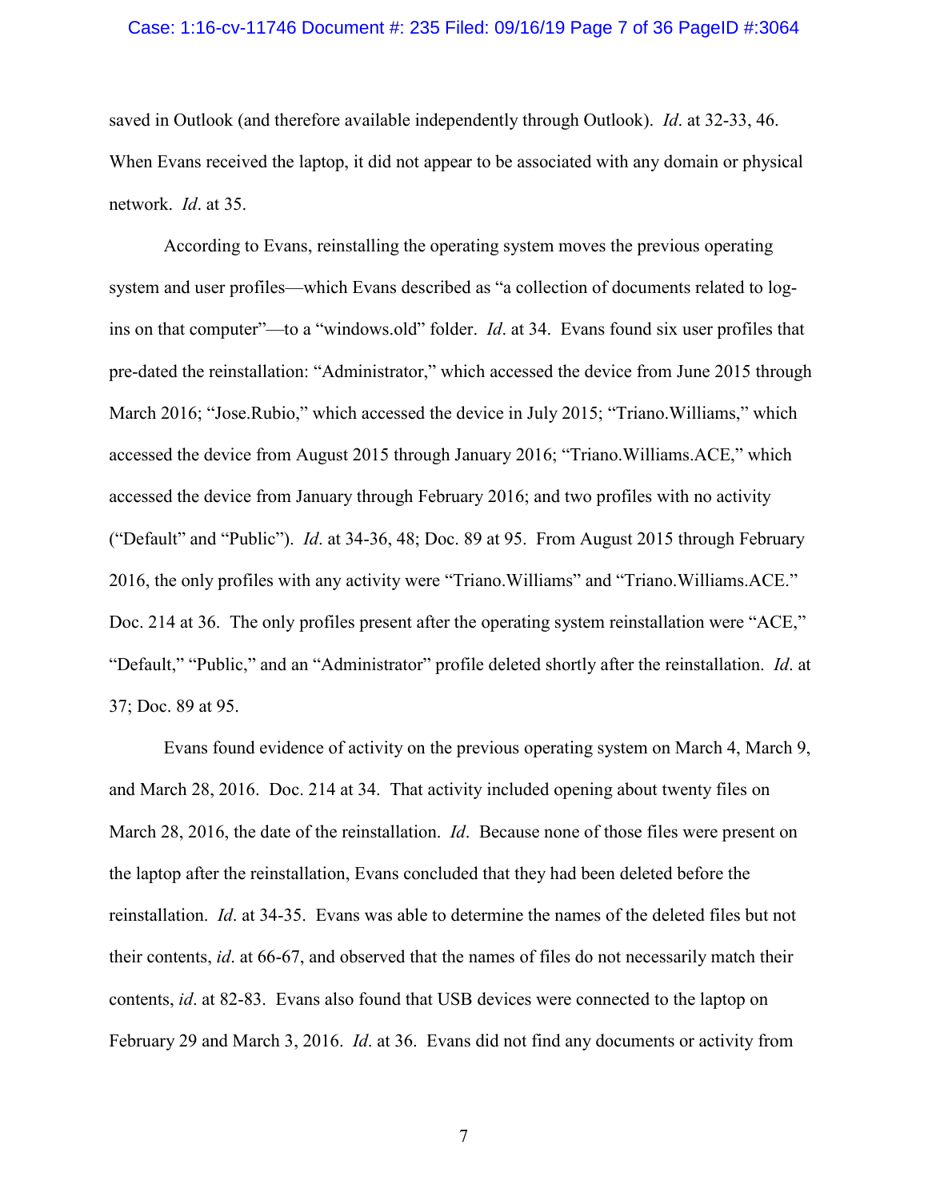saved in Outlook (and therefore available independently through Outlook). *Id*. at 32-33, 46. When Evans received the laptop, it did not appear to be associated with any domain or physical network. *Id*. at 35.

According to Evans, reinstalling the operating system moves the previous operating system and user profiles—which Evans described as "a collection of documents related to log-ins on that computer"—to a "windows.old" folder. *Id*. at 34. Evans found six user profiles that pre-dated the reinstallation: "Administrator," which accessed the device from June 2015 through March 2016; "Jose.Rubio," which accessed the device in July 2015; "Triano.Williams," which accessed the device from August 2015 through January 2016; "Triano.Williams.ACE," which accessed the device from January through February 2016; and two profiles with no activity ("Default" and "Public"). *Id*. at 34-36, 48; Doc. 89 at 95. From August 2015 through February 2016, the only profiles with any activity were "Triano.Williams" and "Triano.Williams.ACE." Doc. 214 at 36. The only profiles present after the operating system reinstallation were "ACE," "Default," "Public," and an "Administrator" profile deleted shortly after the reinstallation. *Id*. at 37; Doc. 89 at 95.

Evans found evidence of activity on the previous operating system on March 4, March 9, and March 28, 2016. Doc. 214 at 34. That activity included opening about twenty files on March 28, 2016, the date of the reinstallation. *Id*. Because none of those files were present on the laptop after the reinstallation, Evans concluded that they had been deleted before the reinstallation. *Id*. at 34-35. Evans was able to determine the names of the deleted files but not their contents, *id*. at 66-67, and observed that the names of files do not necessarily match their contents, *id*. at 82-83. Evans also found that USB devices were connected to the laptop on February 29 and March 3, 2016. *Id*. at 36. Evans did not find any documents or activity from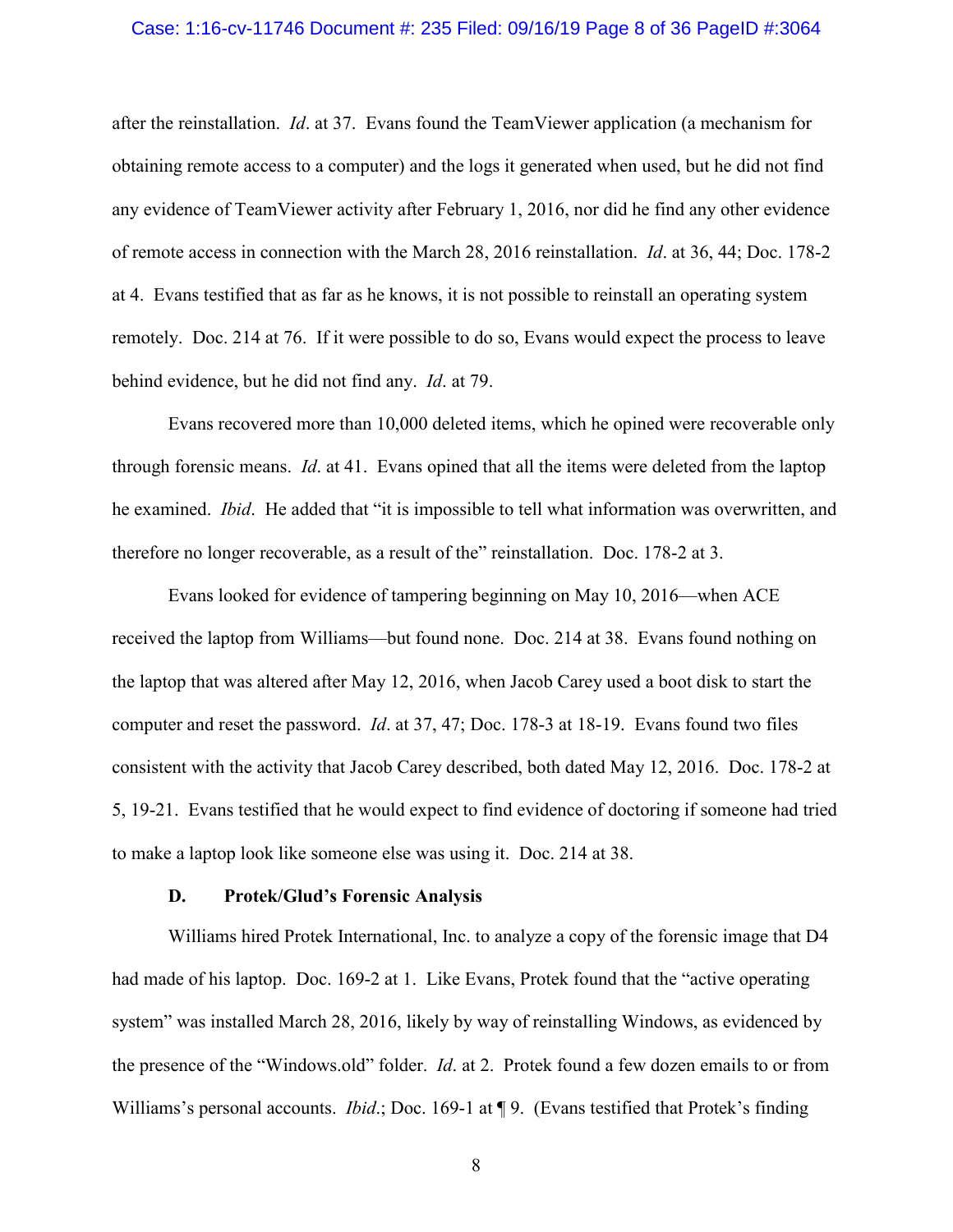after the reinstallation. *Id*. at 37. Evans found the TeamViewer application (a mechanism for obtaining remote access to a computer) and the logs it generated when used, but he did not find any evidence of TeamViewer activity after February 1, 2016, nor did he find any other evidence of remote access in connection with the March 28, 2016 reinstallation. *Id*. at 36, 44; Doc. 178-2 at 4. Evans testified that as far as he knows, it is not possible to reinstall an operating system remotely. Doc. 214 at 76. If it were possible to do so, Evans would expect the process to leave behind evidence, but he did not find any. *Id*. at 79.

Evans recovered more than 10,000 deleted items, which he opined were recoverable only through forensic means. *Id*. at 41. Evans opined that all the items were deleted from the laptop he examined. *Ibid*. He added that "it is impossible to tell what information was overwritten, and therefore no longer recoverable, as a result of the" reinstallation. Doc. 178-2 at 3.

Evans looked for evidence of tampering beginning on May 10, 2016—when ACE received the laptop from Williams—but found none. Doc. 214 at 38. Evans found nothing on the laptop that was altered after May 12, 2016, when Jacob Carey used a boot disk to start the computer and reset the password. *Id*. at 37, 47; Doc. 178-3 at 18-19. Evans found two files consistent with the activity that Jacob Carey described, both dated May 12, 2016. Doc. 178-2 at 5, 19-21. Evans testified that he would expect to find evidence of doctoring if someone had tried to make a laptop look like someone else was using it. Doc. 214 at 38.

### D. Protek/Glud's Forensic Analysis

Williams hired Protek International, Inc. to analyze a copy of the forensic image that D4 had made of his laptop. Doc. 169-2 at 1. Like Evans, Protek found that the "active operating system" was installed March 28, 2016, likely by way of reinstalling Windows, as evidenced by the presence of the "Windows.old" folder. *Id*. at 2. Protek found a few dozen emails to or from Williams's personal accounts. *Ibid*.; Doc. 169-1 at ¶ 9. (Evans testified that Protek's finding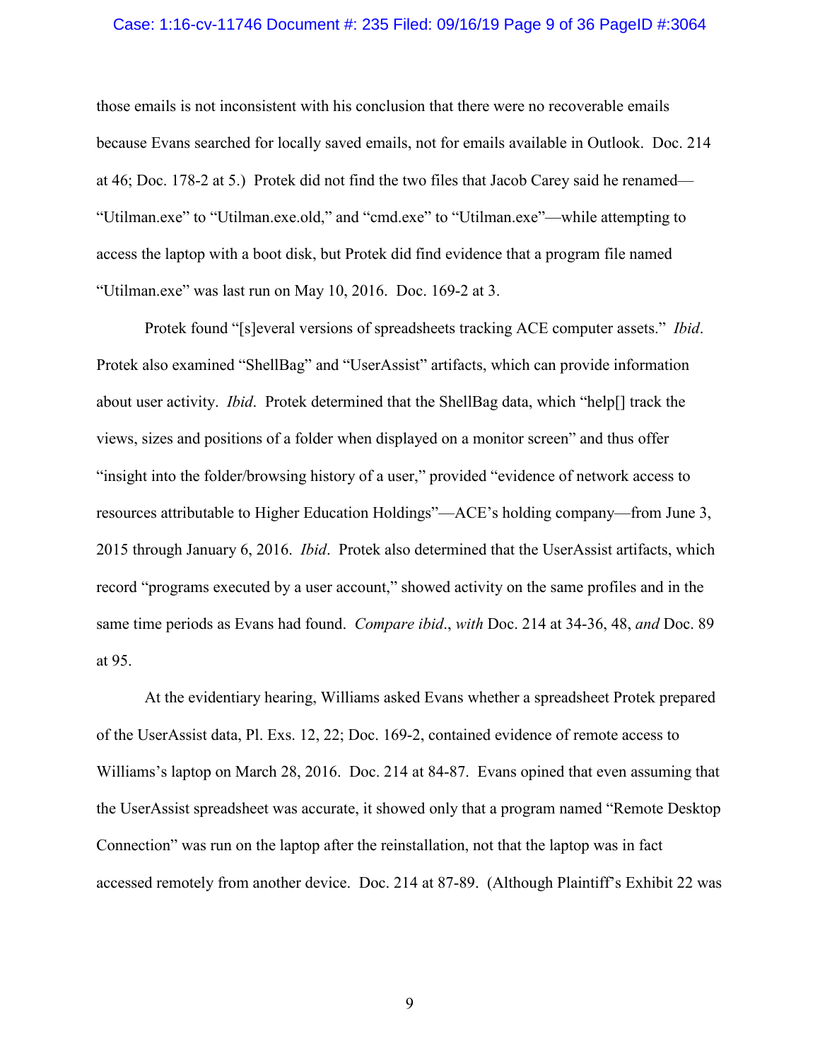those emails is not inconsistent with his conclusion that there were no recoverable emails because Evans searched for locally saved emails, not for emails available in Outlook. Doc. 214 at 46; Doc. 178-2 at 5.) Protek did not find the two files that Jacob Carey said he renamed—"Utilman.exe" to "Utilman.exe.old," and "cmd.exe" to "Utilman.exe"—while attempting to access the laptop with a boot disk, but Protek did find evidence that a program file named "Utilman.exe" was last run on May 10, 2016. Doc. 169-2 at 3.

Protek found "[s]everal versions of spreadsheets tracking ACE computer assets." *Ibid*. Protek also examined "ShellBag" and "UserAssist" artifacts, which can provide information about user activity. *Ibid*. Protek determined that the ShellBag data, which "help[] track the views, sizes and positions of a folder when displayed on a monitor screen" and thus offer "insight into the folder/browsing history of a user," provided "evidence of network access to resources attributable to Higher Education Holdings"—ACE's holding company—from June 3, 2015 through January 6, 2016. *Ibid*. Protek also determined that the UserAssist artifacts, which record "programs executed by a user account," showed activity on the same profiles and in the same time periods as Evans had found. *Compare ibid*., *with* Doc. 214 at 34-36, 48, *and* Doc. 89 at 95.

At the evidentiary hearing, Williams asked Evans whether a spreadsheet Protek prepared of the UserAssist data, Pl. Exs. 12, 22; Doc. 169-2, contained evidence of remote access to Williams's laptop on March 28, 2016. Doc. 214 at 84-87. Evans opined that even assuming that the UserAssist spreadsheet was accurate, it showed only that a program named "Remote Desktop Connection" was run on the laptop after the reinstallation, not that the laptop was in fact accessed remotely from another device. Doc. 214 at 87-89. (Although Plaintiff's Exhibit 22 was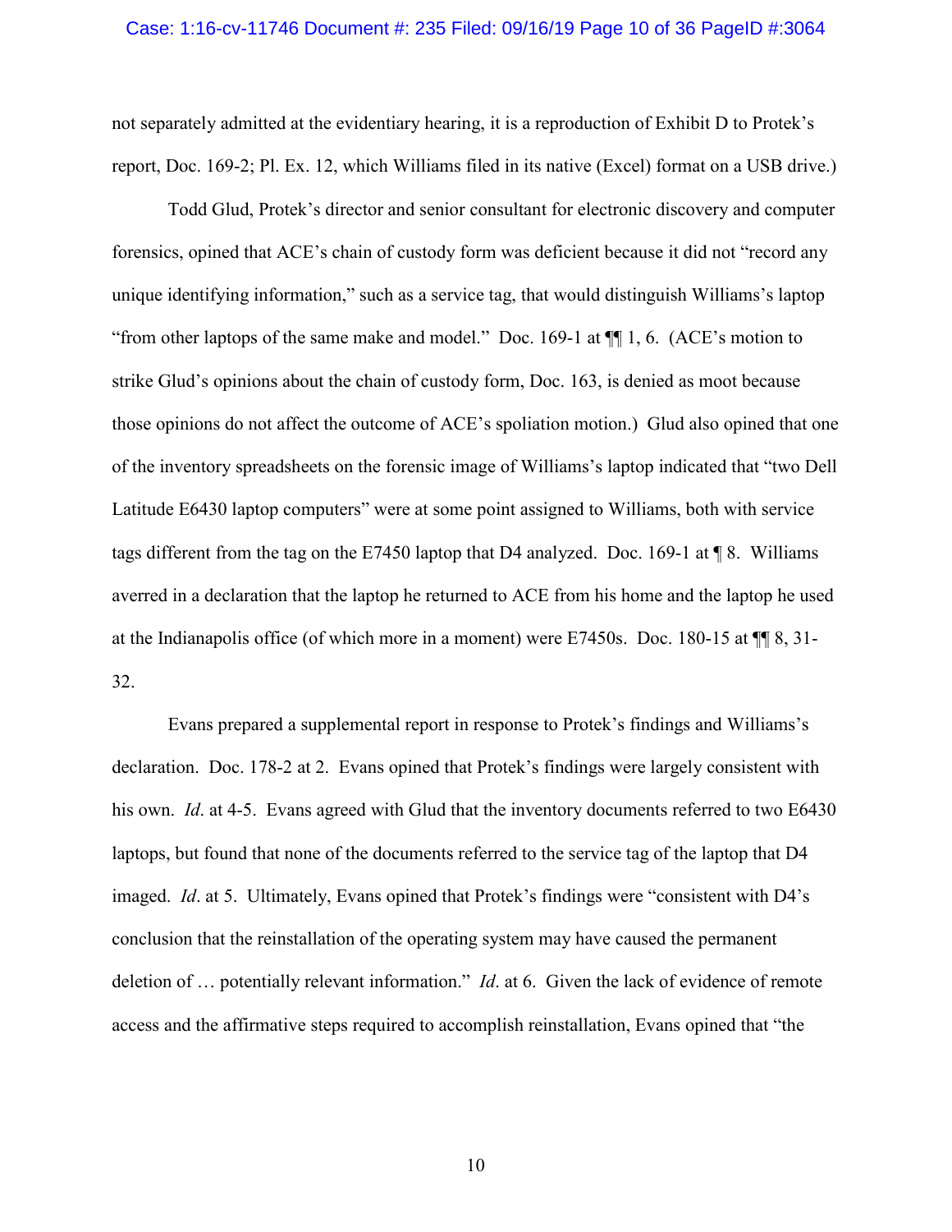not separately admitted at the evidentiary hearing, it is a reproduction of Exhibit D to Protek's report, Doc. 169-2; Pl. Ex. 12, which Williams filed in its native (Excel) format on a USB drive.)

Todd Glud, Protek's director and senior consultant for electronic discovery and computer forensics, opined that ACE's chain of custody form was deficient because it did not "record any unique identifying information," such as a service tag, that would distinguish Williams's laptop "from other laptops of the same make and model." Doc. 169-1 at ¶¶ 1, 6. (ACE's motion to strike Glud's opinions about the chain of custody form, Doc. 163, is denied as moot because those opinions do not affect the outcome of ACE's spoliation motion.) Glud also opined that one of the inventory spreadsheets on the forensic image of Williams's laptop indicated that "two Dell Latitude E6430 laptop computers" were at some point assigned to Williams, both with service tags different from the tag on the E7450 laptop that D4 analyzed. Doc. 169-1 at ¶ 8. Williams averred in a declaration that the laptop he returned to ACE from his home and the laptop he used at the Indianapolis office (of which more in a moment) were E7450s. Doc. 180-15 at ¶¶ 8, 31-32.

Evans prepared a supplemental report in response to Protek's findings and Williams's declaration. Doc. 178-2 at 2. Evans opined that Protek's findings were largely consistent with his own. *Id*. at 4-5. Evans agreed with Glud that the inventory documents referred to two E6430 laptops, but found that none of the documents referred to the service tag of the laptop that D4 imaged. *Id*. at 5. Ultimately, Evans opined that Protek's findings were "consistent with D4's conclusion that the reinstallation of the operating system may have caused the permanent deletion of … potentially relevant information." *Id*. at 6. Given the lack of evidence of remote access and the affirmative steps required to accomplish reinstallation, Evans opined that "the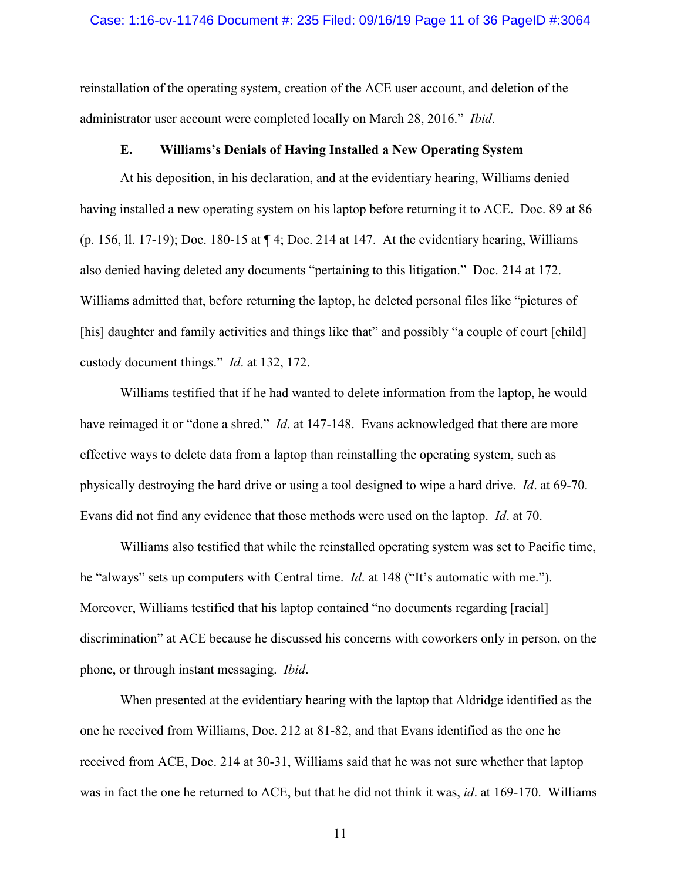reinstallation of the operating system, creation of the ACE user account, and deletion of the administrator user account were completed locally on March 28, 2016." *Ibid*.

### E. Williams's Denials of Having Installed a New Operating System

At his deposition, in his declaration, and at the evidentiary hearing, Williams denied having installed a new operating system on his laptop before returning it to ACE. Doc. 89 at 86 (p. 156, ll. 17-19); Doc. 180-15 at ¶ 4; Doc. 214 at 147. At the evidentiary hearing, Williams also denied having deleted any documents "pertaining to this litigation." Doc. 214 at 172. Williams admitted that, before returning the laptop, he deleted personal files like "pictures of [his] daughter and family activities and things like that" and possibly "a couple of court [child] custody document things." *Id*. at 132, 172.

Williams testified that if he had wanted to delete information from the laptop, he would have reimaged it or "done a shred." *Id*. at 147-148. Evans acknowledged that there are more effective ways to delete data from a laptop than reinstalling the operating system, such as physically destroying the hard drive or using a tool designed to wipe a hard drive. *Id*. at 69-70. Evans did not find any evidence that those methods were used on the laptop. *Id*. at 70.

Williams also testified that while the reinstalled operating system was set to Pacific time, he "always" sets up computers with Central time. *Id*. at 148 ("It's automatic with me."). Moreover, Williams testified that his laptop contained "no documents regarding [racial] discrimination" at ACE because he discussed his concerns with coworkers only in person, on the phone, or through instant messaging. *Ibid*.

When presented at the evidentiary hearing with the laptop that Aldridge identified as the one he received from Williams, Doc. 212 at 81-82, and that Evans identified as the one he received from ACE, Doc. 214 at 30-31, Williams said that he was not sure whether that laptop was in fact the one he returned to ACE, but that he did not think it was, *id*. at 169-170. Williams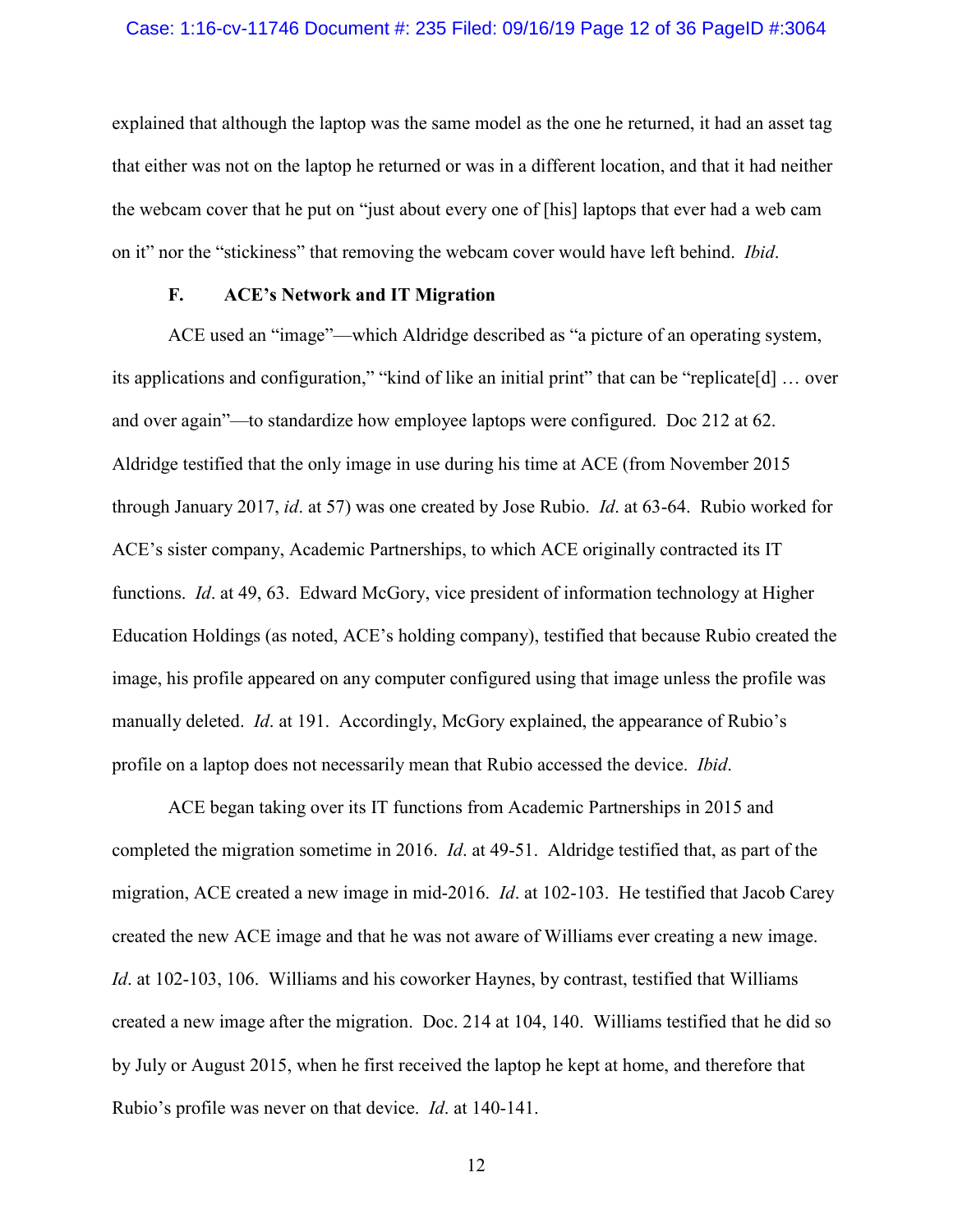explained that although the laptop was the same model as the one he returned, it had an asset tag that either was not on the laptop he returned or was in a different location, and that it had neither the webcam cover that he put on "just about every one of [his] laptops that ever had a web cam on it" nor the "stickiness" that removing the webcam cover would have left behind. *Ibid*.

### F. ACE's Network and IT Migration

ACE used an "image"—which Aldridge described as "a picture of an operating system, its applications and configuration," "kind of like an initial print" that can be "replicate[d] … over and over again"—to standardize how employee laptops were configured. Doc 212 at 62. Aldridge testified that the only image in use during his time at ACE (from November 2015 through January 2017, *id*. at 57) was one created by Jose Rubio. *Id*. at 63-64. Rubio worked for ACE's sister company, Academic Partnerships, to which ACE originally contracted its IT functions. *Id*. at 49, 63. Edward McGory, vice president of information technology at Higher Education Holdings (as noted, ACE's holding company), testified that because Rubio created the image, his profile appeared on any computer configured using that image unless the profile was manually deleted. *Id*. at 191. Accordingly, McGory explained, the appearance of Rubio's profile on a laptop does not necessarily mean that Rubio accessed the device. *Ibid*.

ACE began taking over its IT functions from Academic Partnerships in 2015 and completed the migration sometime in 2016. *Id*. at 49-51. Aldridge testified that, as part of the migration, ACE created a new image in mid-2016. *Id*. at 102-103. He testified that Jacob Carey created the new ACE image and that he was not aware of Williams ever creating a new image. *Id*. at 102-103, 106. Williams and his coworker Haynes, by contrast, testified that Williams created a new image after the migration. Doc. 214 at 104, 140. Williams testified that he did so by July or August 2015, when he first received the laptop he kept at home, and therefore that Rubio's profile was never on that device. *Id*. at 140-141.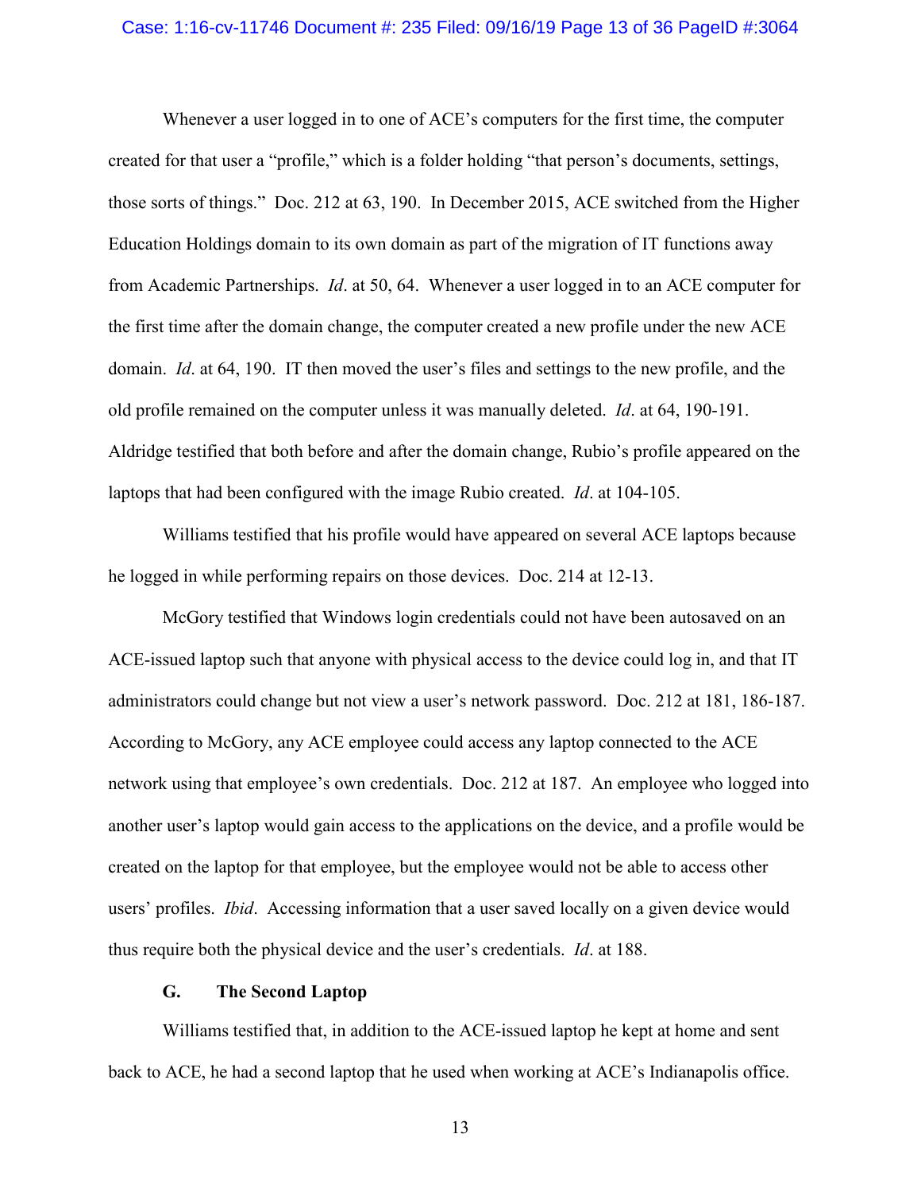Whenever a user logged in to one of ACE's computers for the first time, the computer created for that user a "profile," which is a folder holding "that person's documents, settings, those sorts of things." Doc. 212 at 63, 190. In December 2015, ACE switched from the Higher Education Holdings domain to its own domain as part of the migration of IT functions away from Academic Partnerships. *Id*. at 50, 64. Whenever a user logged in to an ACE computer for the first time after the domain change, the computer created a new profile under the new ACE domain. *Id*. at 64, 190. IT then moved the user's files and settings to the new profile, and the old profile remained on the computer unless it was manually deleted. *Id*. at 64, 190-191. Aldridge testified that both before and after the domain change, Rubio's profile appeared on the laptops that had been configured with the image Rubio created. *Id*. at 104-105.

Williams testified that his profile would have appeared on several ACE laptops because he logged in while performing repairs on those devices. Doc. 214 at 12-13.

McGory testified that Windows login credentials could not have been autosaved on an ACE-issued laptop such that anyone with physical access to the device could log in, and that IT administrators could change but not view a user's network password. Doc. 212 at 181, 186-187. According to McGory, any ACE employee could access any laptop connected to the ACE network using that employee's own credentials. Doc. 212 at 187. An employee who logged into another user's laptop would gain access to the applications on the device, and a profile would be created on the laptop for that employee, but the employee would not be able to access other users' profiles. *Ibid*. Accessing information that a user saved locally on a given device would thus require both the physical device and the user's credentials. *Id*. at 188.

### G. The Second Laptop

Williams testified that, in addition to the ACE-issued laptop he kept at home and sent back to ACE, he had a second laptop that he used when working at ACE's Indianapolis office.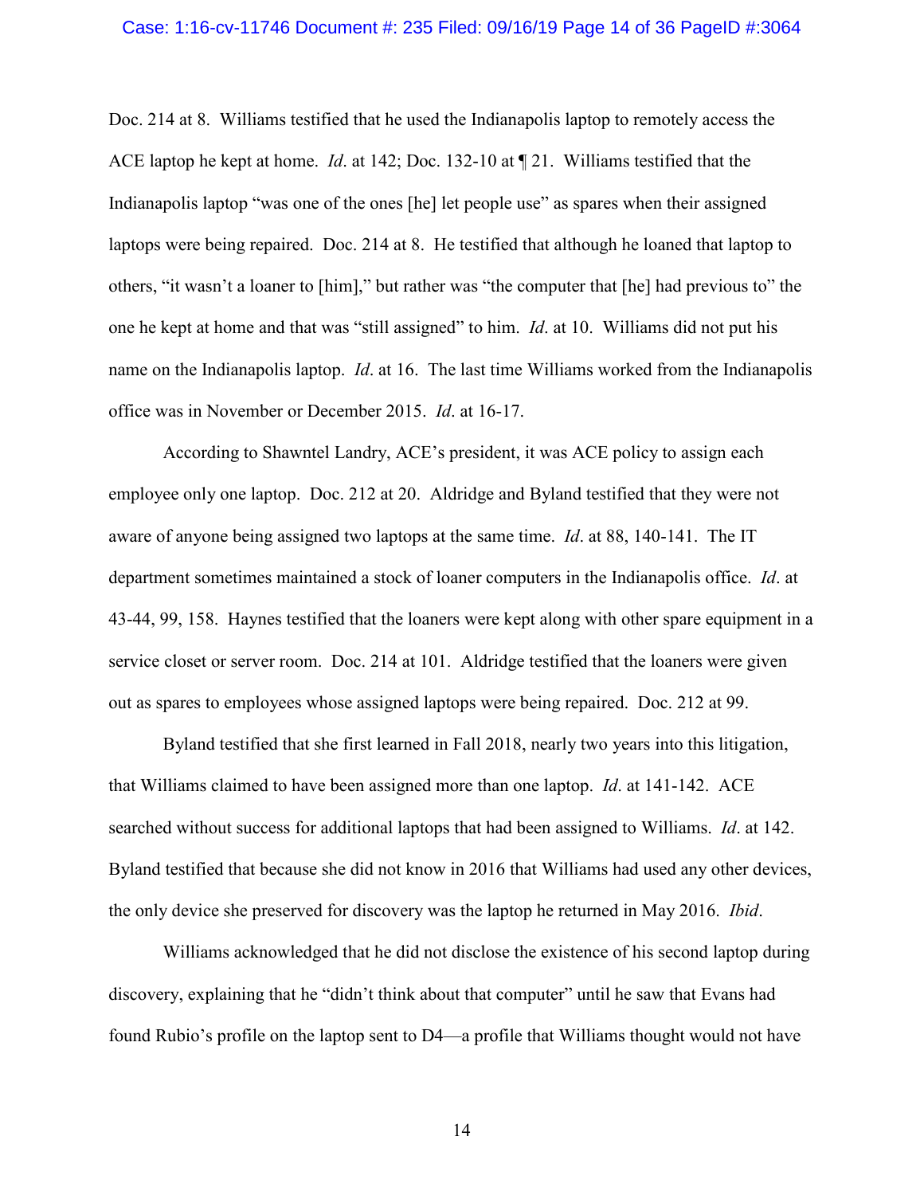Doc. 214 at 8. Williams testified that he used the Indianapolis laptop to remotely access the ACE laptop he kept at home. *Id*. at 142; Doc. 132-10 at ¶ 21. Williams testified that the Indianapolis laptop "was one of the ones [he] let people use" as spares when their assigned laptops were being repaired. Doc. 214 at 8. He testified that although he loaned that laptop to others, "it wasn't a loaner to [him]," but rather was "the computer that [he] had previous to" the one he kept at home and that was "still assigned" to him. *Id*. at 10. Williams did not put his name on the Indianapolis laptop. *Id*. at 16. The last time Williams worked from the Indianapolis office was in November or December 2015. *Id*. at 16-17.

According to Shawntel Landry, ACE's president, it was ACE policy to assign each employee only one laptop. Doc. 212 at 20. Aldridge and Byland testified that they were not aware of anyone being assigned two laptops at the same time. *Id*. at 88, 140-141. The IT department sometimes maintained a stock of loaner computers in the Indianapolis office. *Id*. at 43-44, 99, 158. Haynes testified that the loaners were kept along with other spare equipment in a service closet or server room. Doc. 214 at 101. Aldridge testified that the loaners were given out as spares to employees whose assigned laptops were being repaired. Doc. 212 at 99.

Byland testified that she first learned in Fall 2018, nearly two years into this litigation, that Williams claimed to have been assigned more than one laptop. *Id*. at 141-142. ACE searched without success for additional laptops that had been assigned to Williams. *Id*. at 142. Byland testified that because she did not know in 2016 that Williams had used any other devices, the only device she preserved for discovery was the laptop he returned in May 2016. *Ibid*.

Williams acknowledged that he did not disclose the existence of his second laptop during discovery, explaining that he "didn't think about that computer" until he saw that Evans had found Rubio's profile on the laptop sent to D4—a profile that Williams thought would not have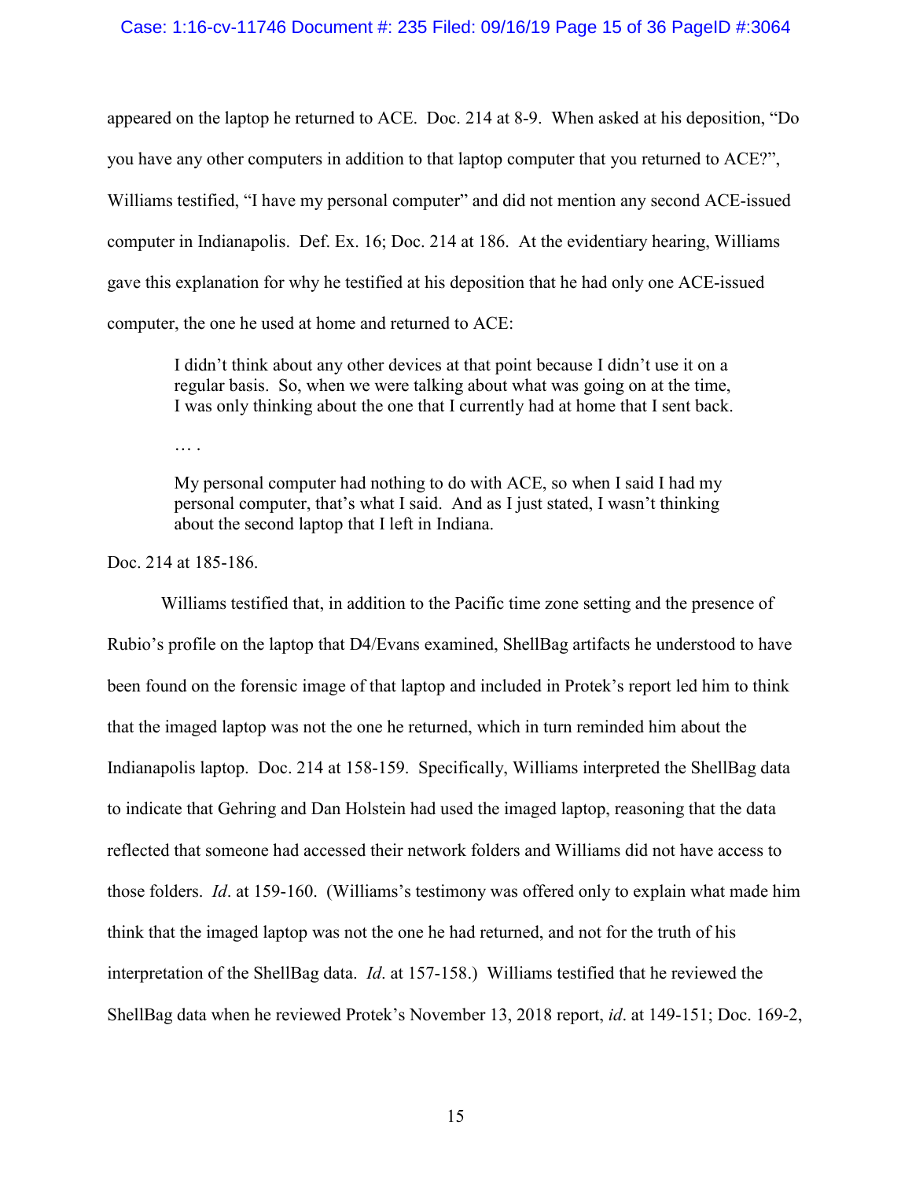appeared on the laptop he returned to ACE. Doc. 214 at 8-9. When asked at his deposition, "Do you have any other computers in addition to that laptop computer that you returned to ACE?", Williams testified, "I have my personal computer" and did not mention any second ACE-issued computer in Indianapolis. Def. Ex. 16; Doc. 214 at 186. At the evidentiary hearing, Williams gave this explanation for why he testified at his deposition that he had only one ACE-issued computer, the one he used at home and returned to ACE:

> I didn't think about any other devices at that point because I didn't use it on a regular basis. So, when we were talking about what was going on at the time, I was only thinking about the one that I currently had at home that I sent back.
>
> … .
>
> My personal computer had nothing to do with ACE, so when I said I had my personal computer, that's what I said. And as I just stated, I wasn't thinking about the second laptop that I left in Indiana.

Doc. 214 at 185-186.

Williams testified that, in addition to the Pacific time zone setting and the presence of Rubio's profile on the laptop that D4/Evans examined, ShellBag artifacts he understood to have been found on the forensic image of that laptop and included in Protek's report led him to think that the imaged laptop was not the one he returned, which in turn reminded him about the Indianapolis laptop. Doc. 214 at 158-159. Specifically, Williams interpreted the ShellBag data to indicate that Gehring and Dan Holstein had used the imaged laptop, reasoning that the data reflected that someone had accessed their network folders and Williams did not have access to those folders. *Id*. at 159-160. (Williams's testimony was offered only to explain what made him think that the imaged laptop was not the one he had returned, and not for the truth of his interpretation of the ShellBag data. *Id*. at 157-158.) Williams testified that he reviewed the ShellBag data when he reviewed Protek's November 13, 2018 report, *id*. at 149-151; Doc. 169-2,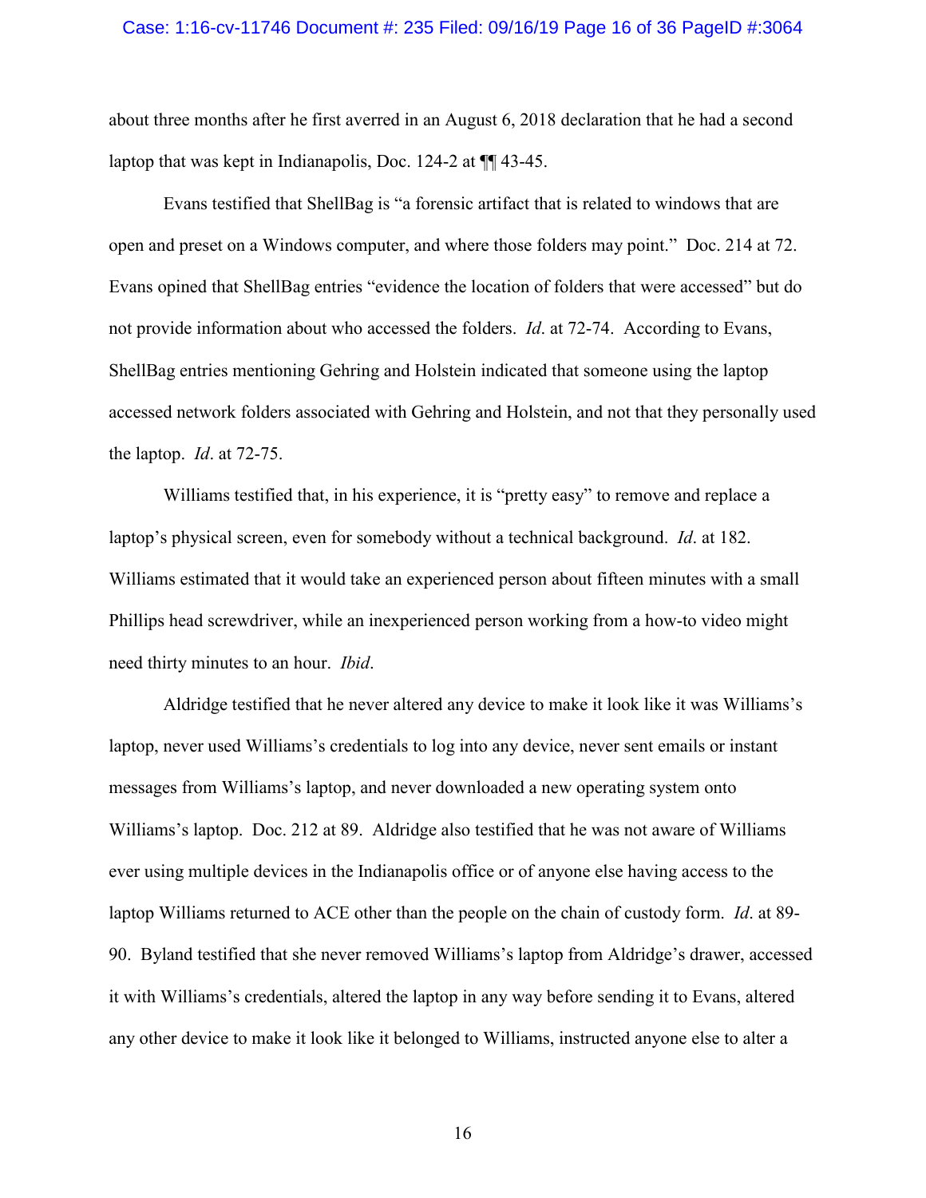about three months after he first averred in an August 6, 2018 declaration that he had a second laptop that was kept in Indianapolis, Doc. 124-2 at ¶¶ 43-45.

Evans testified that ShellBag is "a forensic artifact that is related to windows that are open and preset on a Windows computer, and where those folders may point." Doc. 214 at 72. Evans opined that ShellBag entries "evidence the location of folders that were accessed" but do not provide information about who accessed the folders. *Id*. at 72-74. According to Evans, ShellBag entries mentioning Gehring and Holstein indicated that someone using the laptop accessed network folders associated with Gehring and Holstein, and not that they personally used the laptop. *Id*. at 72-75.

Williams testified that, in his experience, it is "pretty easy" to remove and replace a laptop's physical screen, even for somebody without a technical background. *Id*. at 182. Williams estimated that it would take an experienced person about fifteen minutes with a small Phillips head screwdriver, while an inexperienced person working from a how-to video might need thirty minutes to an hour. *Ibid*.

Aldridge testified that he never altered any device to make it look like it was Williams's laptop, never used Williams's credentials to log into any device, never sent emails or instant messages from Williams's laptop, and never downloaded a new operating system onto Williams's laptop. Doc. 212 at 89. Aldridge also testified that he was not aware of Williams ever using multiple devices in the Indianapolis office or of anyone else having access to the laptop Williams returned to ACE other than the people on the chain of custody form. *Id*. at 89-90. Byland testified that she never removed Williams's laptop from Aldridge's drawer, accessed it with Williams's credentials, altered the laptop in any way before sending it to Evans, altered any other device to make it look like it belonged to Williams, instructed anyone else to alter a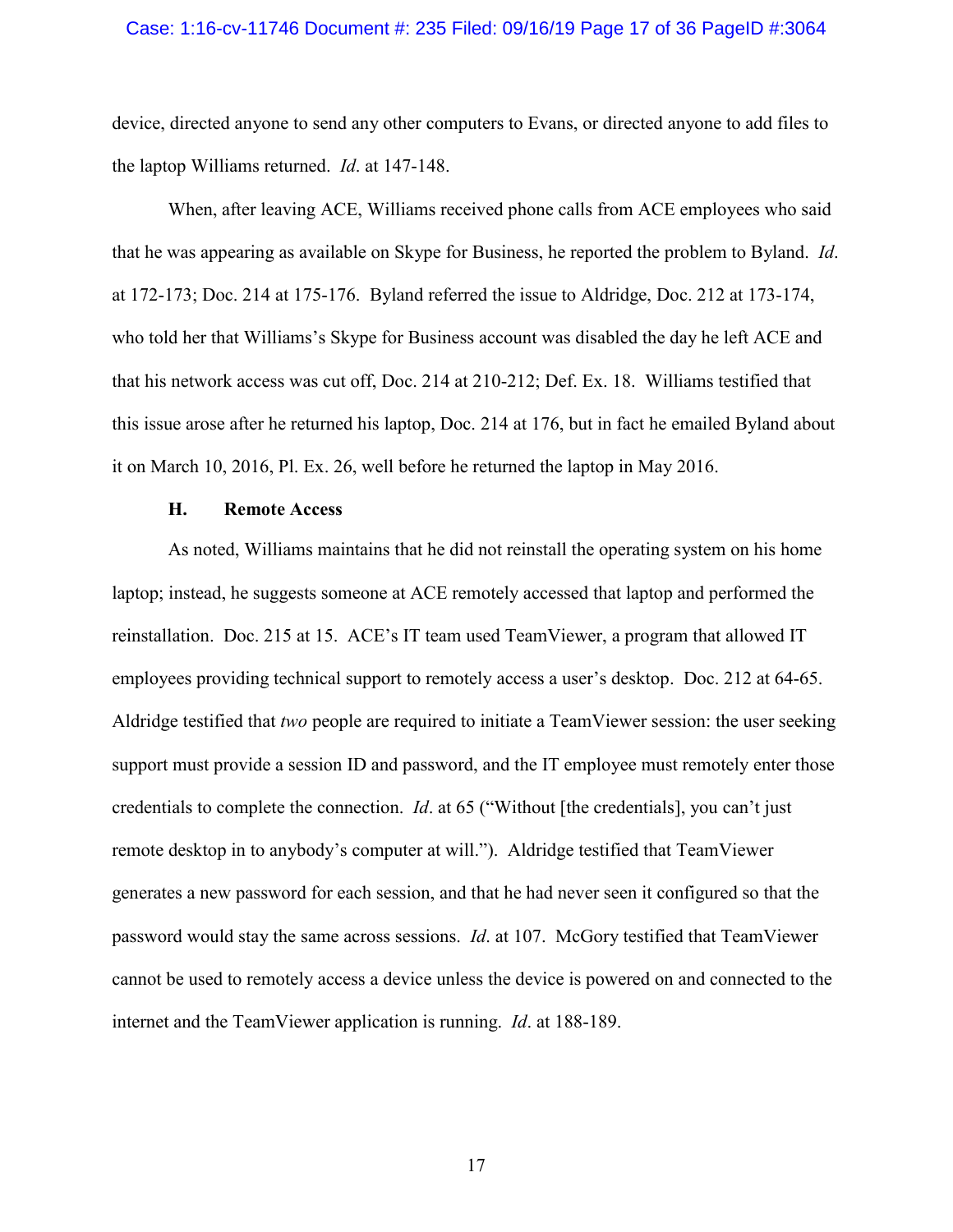device, directed anyone to send any other computers to Evans, or directed anyone to add files to the laptop Williams returned. *Id*. at 147-148.

When, after leaving ACE, Williams received phone calls from ACE employees who said that he was appearing as available on Skype for Business, he reported the problem to Byland. *Id*. at 172-173; Doc. 214 at 175-176. Byland referred the issue to Aldridge, Doc. 212 at 173-174, who told her that Williams's Skype for Business account was disabled the day he left ACE and that his network access was cut off, Doc. 214 at 210-212; Def. Ex. 18. Williams testified that this issue arose after he returned his laptop, Doc. 214 at 176, but in fact he emailed Byland about it on March 10, 2016, Pl. Ex. 26, well before he returned the laptop in May 2016.

### H. Remote Access

As noted, Williams maintains that he did not reinstall the operating system on his home laptop; instead, he suggests someone at ACE remotely accessed that laptop and performed the reinstallation. Doc. 215 at 15. ACE's IT team used TeamViewer, a program that allowed IT employees providing technical support to remotely access a user's desktop. Doc. 212 at 64-65. Aldridge testified that *two* people are required to initiate a TeamViewer session: the user seeking support must provide a session ID and password, and the IT employee must remotely enter those credentials to complete the connection. *Id*. at 65 ("Without [the credentials], you can't just remote desktop in to anybody's computer at will."). Aldridge testified that TeamViewer generates a new password for each session, and that he had never seen it configured so that the password would stay the same across sessions. *Id*. at 107. McGory testified that TeamViewer cannot be used to remotely access a device unless the device is powered on and connected to the internet and the TeamViewer application is running. *Id*. at 188-189.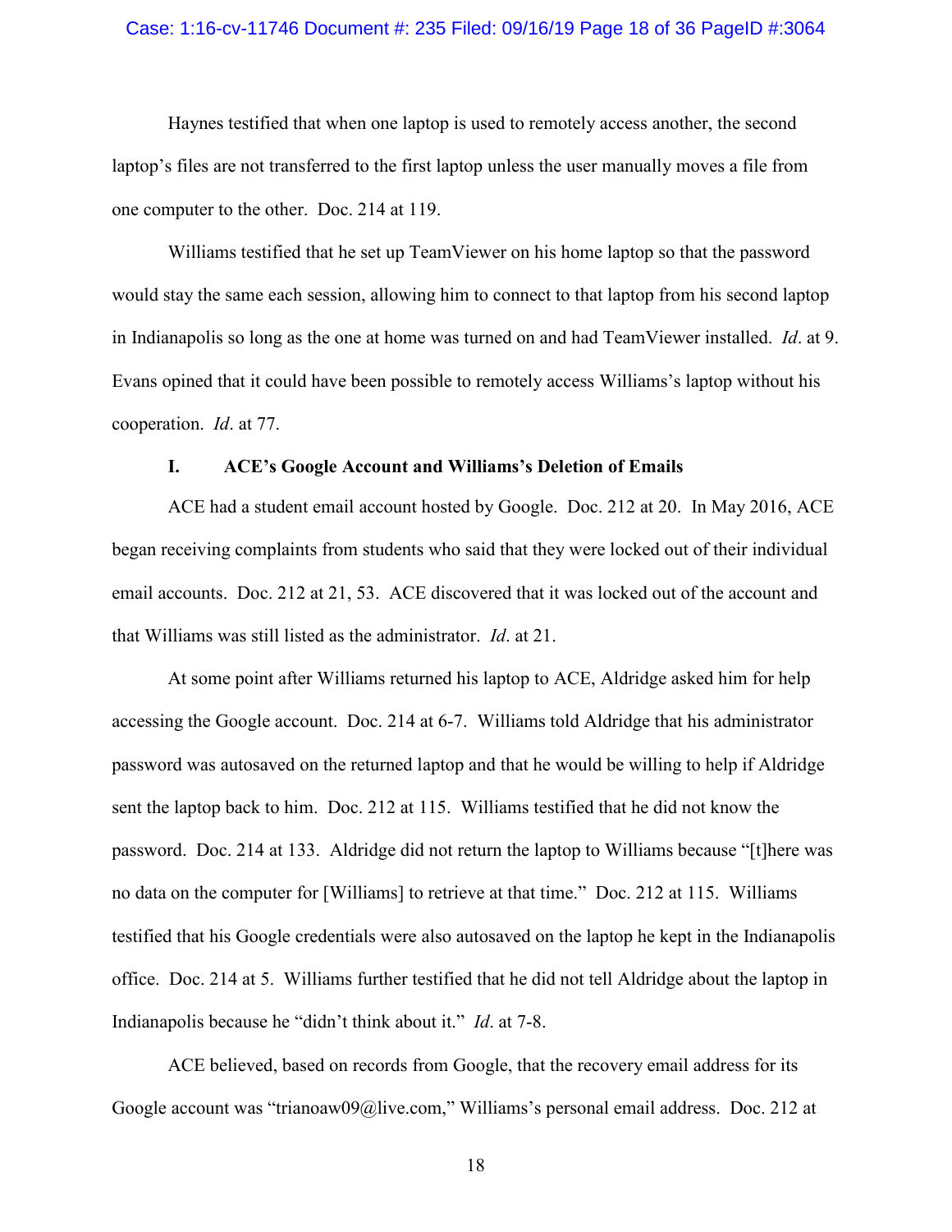Haynes testified that when one laptop is used to remotely access another, the second laptop's files are not transferred to the first laptop unless the user manually moves a file from one computer to the other. Doc. 214 at 119.

Williams testified that he set up TeamViewer on his home laptop so that the password would stay the same each session, allowing him to connect to that laptop from his second laptop in Indianapolis so long as the one at home was turned on and had TeamViewer installed. *Id*. at 9. Evans opined that it could have been possible to remotely access Williams's laptop without his cooperation. *Id*. at 77.

### I. ACE's Google Account and Williams's Deletion of Emails

ACE had a student email account hosted by Google. Doc. 212 at 20. In May 2016, ACE began receiving complaints from students who said that they were locked out of their individual email accounts. Doc. 212 at 21, 53. ACE discovered that it was locked out of the account and that Williams was still listed as the administrator. *Id*. at 21.

At some point after Williams returned his laptop to ACE, Aldridge asked him for help accessing the Google account. Doc. 214 at 6-7. Williams told Aldridge that his administrator password was autosaved on the returned laptop and that he would be willing to help if Aldridge sent the laptop back to him. Doc. 212 at 115. Williams testified that he did not know the password. Doc. 214 at 133. Aldridge did not return the laptop to Williams because "[t]here was no data on the computer for [Williams] to retrieve at that time." Doc. 212 at 115. Williams testified that his Google credentials were also autosaved on the laptop he kept in the Indianapolis office. Doc. 214 at 5. Williams further testified that he did not tell Aldridge about the laptop in Indianapolis because he "didn't think about it." *Id*. at 7-8.

ACE believed, based on records from Google, that the recovery email address for its Google account was "trianoaw09@live.com," Williams's personal email address. Doc. 212 at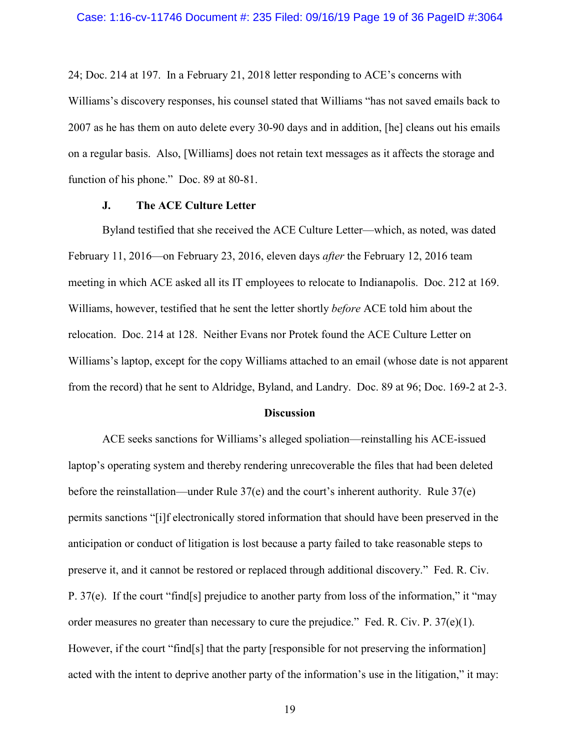24; Doc. 214 at 197. In a February 21, 2018 letter responding to ACE's concerns with Williams's discovery responses, his counsel stated that Williams "has not saved emails back to 2007 as he has them on auto delete every 30-90 days and in addition, [he] cleans out his emails on a regular basis. Also, [Williams] does not retain text messages as it affects the storage and function of his phone." Doc. 89 at 80-81.

### J. The ACE Culture Letter

Byland testified that she received the ACE Culture Letter—which, as noted, was dated February 11, 2016—on February 23, 2016, eleven days *after* the February 12, 2016 team meeting in which ACE asked all its IT employees to relocate to Indianapolis. Doc. 212 at 169. Williams, however, testified that he sent the letter shortly *before* ACE told him about the relocation. Doc. 214 at 128. Neither Evans nor Protek found the ACE Culture Letter on Williams's laptop, except for the copy Williams attached to an email (whose date is not apparent from the record) that he sent to Aldridge, Byland, and Landry. Doc. 89 at 96; Doc. 169-2 at 2-3.

## Discussion

ACE seeks sanctions for Williams's alleged spoliation—reinstalling his ACE-issued laptop's operating system and thereby rendering unrecoverable the files that had been deleted before the reinstallation—under Rule 37(e) and the court's inherent authority. Rule 37(e) permits sanctions "[i]f electronically stored information that should have been preserved in the anticipation or conduct of litigation is lost because a party failed to take reasonable steps to preserve it, and it cannot be restored or replaced through additional discovery." Fed. R. Civ. P. 37(e). If the court "find[s] prejudice to another party from loss of the information," it "may order measures no greater than necessary to cure the prejudice." Fed. R. Civ. P. 37(e)(1). However, if the court "find[s] that the party [responsible for not preserving the information] acted with the intent to deprive another party of the information's use in the litigation," it may: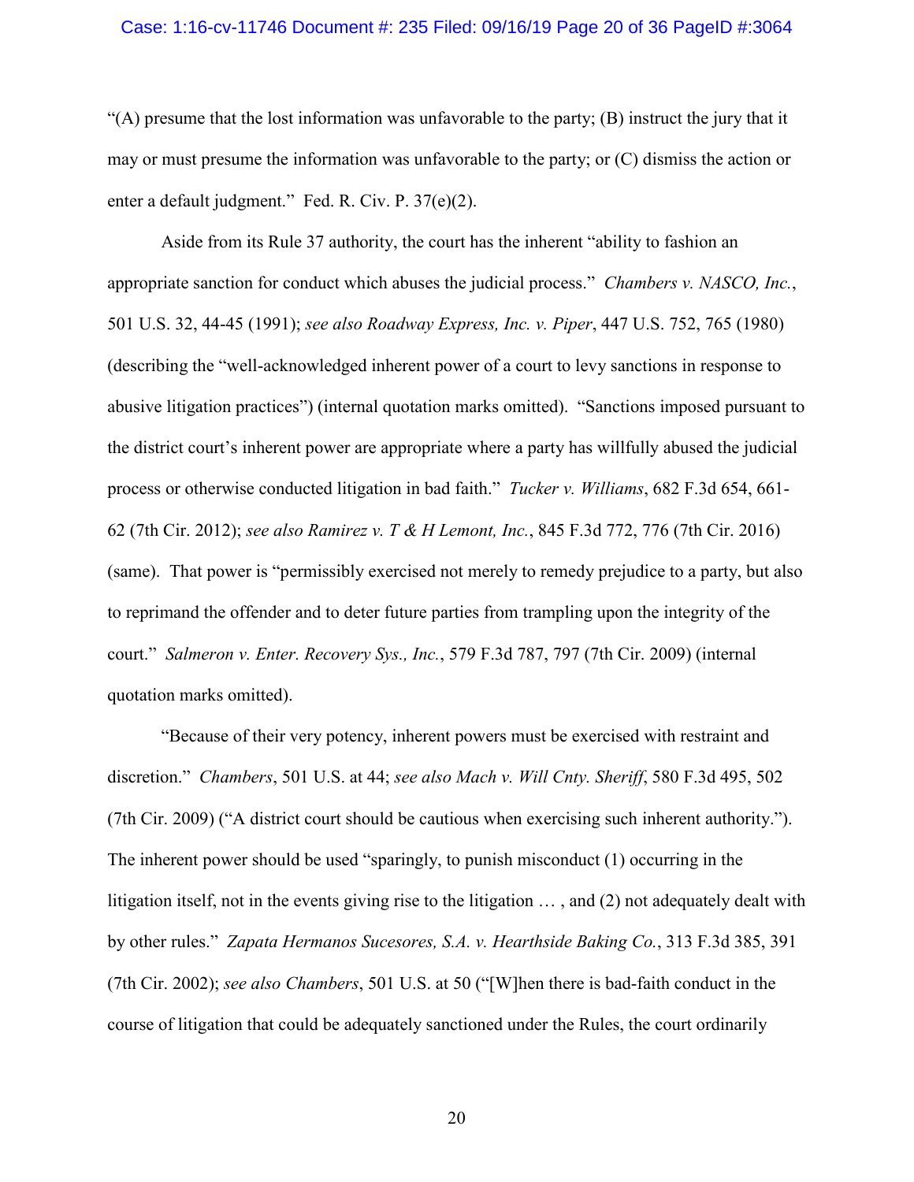"(A) presume that the lost information was unfavorable to the party; (B) instruct the jury that it may or must presume the information was unfavorable to the party; or (C) dismiss the action or enter a default judgment." Fed. R. Civ. P. 37(e)(2).

Aside from its Rule 37 authority, the court has the inherent "ability to fashion an appropriate sanction for conduct which abuses the judicial process." *Chambers v. NASCO, Inc.*, 501 U.S. 32, 44-45 (1991); *see also Roadway Express, Inc. v. Piper*, 447 U.S. 752, 765 (1980) (describing the "well-acknowledged inherent power of a court to levy sanctions in response to abusive litigation practices") (internal quotation marks omitted). "Sanctions imposed pursuant to the district court's inherent power are appropriate where a party has willfully abused the judicial process or otherwise conducted litigation in bad faith." *Tucker v. Williams*, 682 F.3d 654, 661-62 (7th Cir. 2012); *see also Ramirez v. T & H Lemont, Inc.*, 845 F.3d 772, 776 (7th Cir. 2016) (same). That power is "permissibly exercised not merely to remedy prejudice to a party, but also to reprimand the offender and to deter future parties from trampling upon the integrity of the court." *Salmeron v. Enter. Recovery Sys., Inc.*, 579 F.3d 787, 797 (7th Cir. 2009) (internal quotation marks omitted).

"Because of their very potency, inherent powers must be exercised with restraint and discretion." *Chambers*, 501 U.S. at 44; *see also Mach v. Will Cnty. Sheriff*, 580 F.3d 495, 502 (7th Cir. 2009) ("A district court should be cautious when exercising such inherent authority."). The inherent power should be used "sparingly, to punish misconduct (1) occurring in the litigation itself, not in the events giving rise to the litigation … , and (2) not adequately dealt with by other rules." *Zapata Hermanos Sucesores, S.A. v. Hearthside Baking Co.*, 313 F.3d 385, 391 (7th Cir. 2002); *see also Chambers*, 501 U.S. at 50 ("[W]hen there is bad-faith conduct in the course of litigation that could be adequately sanctioned under the Rules, the court ordinarily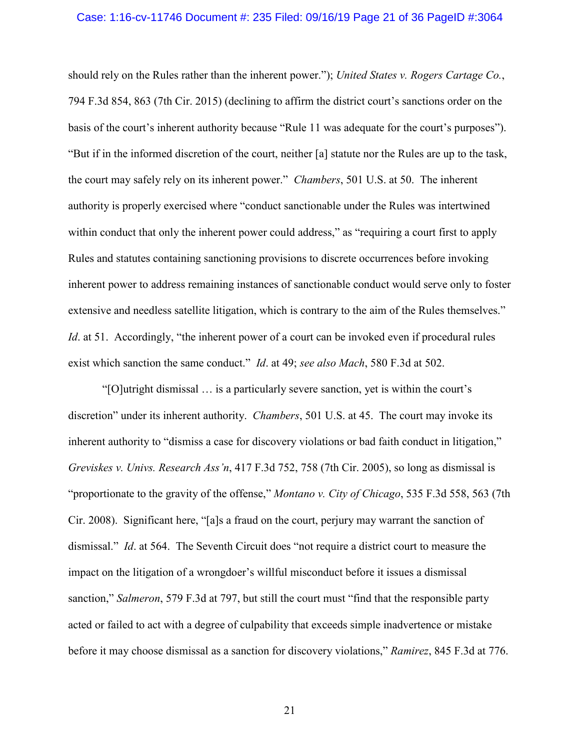should rely on the Rules rather than the inherent power."); *United States v. Rogers Cartage Co.*, 794 F.3d 854, 863 (7th Cir. 2015) (declining to affirm the district court's sanctions order on the basis of the court's inherent authority because "Rule 11 was adequate for the court's purposes"). "But if in the informed discretion of the court, neither [a] statute nor the Rules are up to the task, the court may safely rely on its inherent power." *Chambers*, 501 U.S. at 50. The inherent authority is properly exercised where "conduct sanctionable under the Rules was intertwined within conduct that only the inherent power could address," as "requiring a court first to apply Rules and statutes containing sanctioning provisions to discrete occurrences before invoking inherent power to address remaining instances of sanctionable conduct would serve only to foster extensive and needless satellite litigation, which is contrary to the aim of the Rules themselves." *Id*. at 51. Accordingly, "the inherent power of a court can be invoked even if procedural rules exist which sanction the same conduct." *Id*. at 49; *see also Mach*, 580 F.3d at 502.

"[O]utright dismissal … is a particularly severe sanction, yet is within the court's discretion" under its inherent authority. *Chambers*, 501 U.S. at 45. The court may invoke its inherent authority to "dismiss a case for discovery violations or bad faith conduct in litigation," *Greviskes v. Univs. Research Ass'n*, 417 F.3d 752, 758 (7th Cir. 2005), so long as dismissal is "proportionate to the gravity of the offense," *Montano v. City of Chicago*, 535 F.3d 558, 563 (7th Cir. 2008). Significant here, "[a]s a fraud on the court, perjury may warrant the sanction of dismissal." *Id*. at 564. The Seventh Circuit does "not require a district court to measure the impact on the litigation of a wrongdoer's willful misconduct before it issues a dismissal sanction," *Salmeron*, 579 F.3d at 797, but still the court must "find that the responsible party acted or failed to act with a degree of culpability that exceeds simple inadvertence or mistake before it may choose dismissal as a sanction for discovery violations," *Ramirez*, 845 F.3d at 776.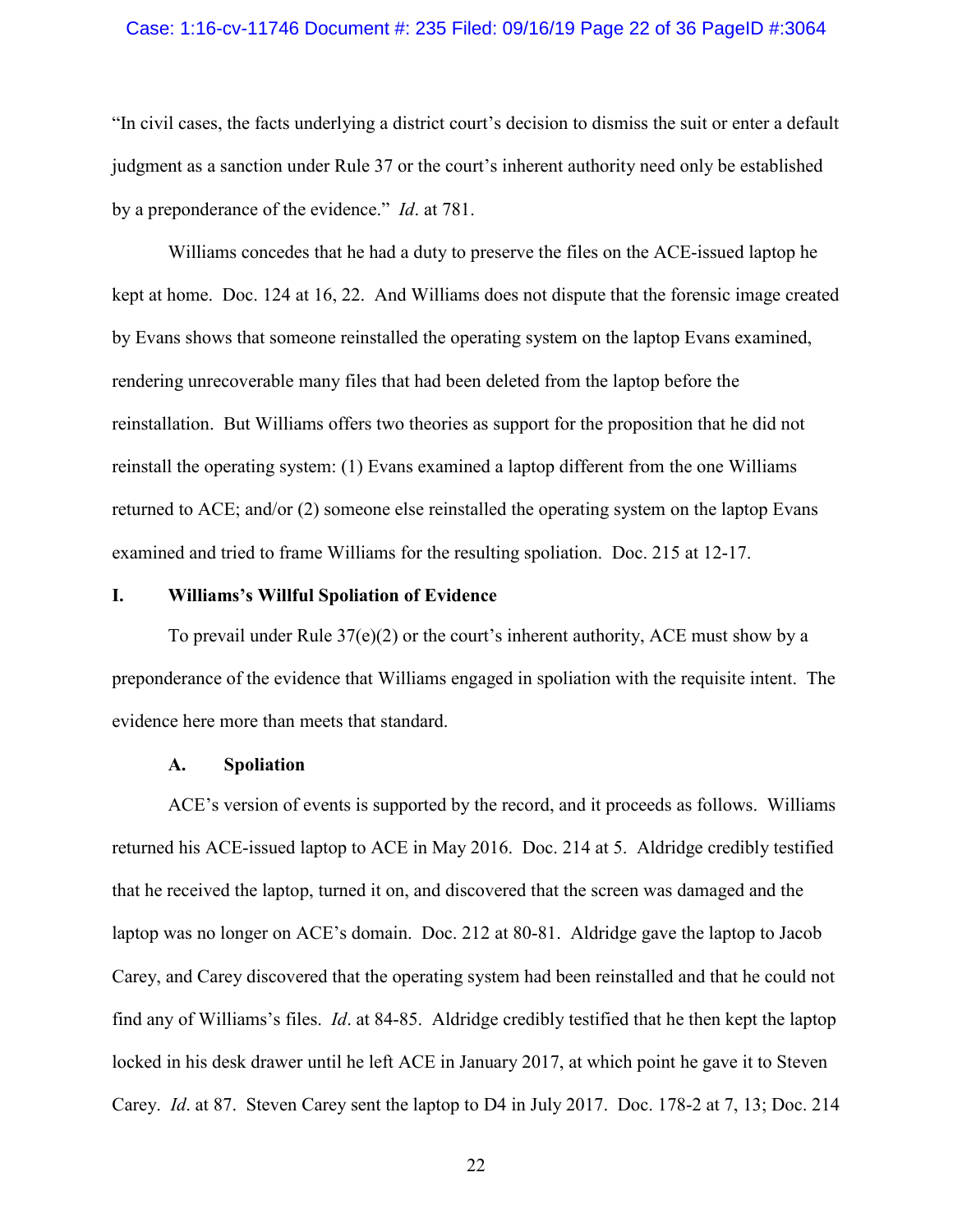"In civil cases, the facts underlying a district court's decision to dismiss the suit or enter a default judgment as a sanction under Rule 37 or the court's inherent authority need only be established by a preponderance of the evidence." *Id*. at 781.

Williams concedes that he had a duty to preserve the files on the ACE-issued laptop he kept at home. Doc. 124 at 16, 22. And Williams does not dispute that the forensic image created by Evans shows that someone reinstalled the operating system on the laptop Evans examined, rendering unrecoverable many files that had been deleted from the laptop before the reinstallation. But Williams offers two theories as support for the proposition that he did not reinstall the operating system: (1) Evans examined a laptop different from the one Williams returned to ACE; and/or (2) someone else reinstalled the operating system on the laptop Evans examined and tried to frame Williams for the resulting spoliation. Doc. 215 at 12-17.

## I. Williams's Willful Spoliation of Evidence

To prevail under Rule 37(e)(2) or the court's inherent authority, ACE must show by a preponderance of the evidence that Williams engaged in spoliation with the requisite intent. The evidence here more than meets that standard.

### A. Spoliation

ACE's version of events is supported by the record, and it proceeds as follows. Williams returned his ACE-issued laptop to ACE in May 2016. Doc. 214 at 5. Aldridge credibly testified that he received the laptop, turned it on, and discovered that the screen was damaged and the laptop was no longer on ACE's domain. Doc. 212 at 80-81. Aldridge gave the laptop to Jacob Carey, and Carey discovered that the operating system had been reinstalled and that he could not find any of Williams's files. *Id*. at 84-85. Aldridge credibly testified that he then kept the laptop locked in his desk drawer until he left ACE in January 2017, at which point he gave it to Steven Carey. *Id*. at 87. Steven Carey sent the laptop to D4 in July 2017. Doc. 178-2 at 7, 13; Doc. 214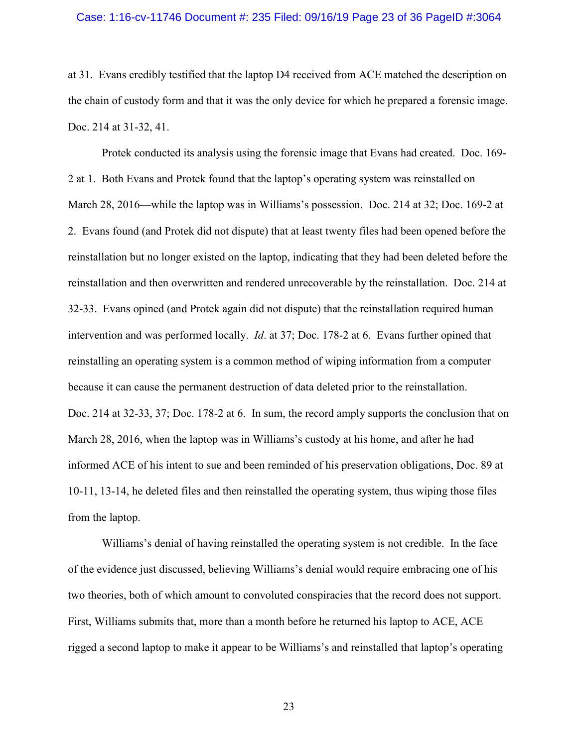at 31. Evans credibly testified that the laptop D4 received from ACE matched the description on the chain of custody form and that it was the only device for which he prepared a forensic image. Doc. 214 at 31-32, 41.

Protek conducted its analysis using the forensic image that Evans had created. Doc. 169-2 at 1. Both Evans and Protek found that the laptop's operating system was reinstalled on March 28, 2016—while the laptop was in Williams's possession. Doc. 214 at 32; Doc. 169-2 at 2. Evans found (and Protek did not dispute) that at least twenty files had been opened before the reinstallation but no longer existed on the laptop, indicating that they had been deleted before the reinstallation and then overwritten and rendered unrecoverable by the reinstallation. Doc. 214 at 32-33. Evans opined (and Protek again did not dispute) that the reinstallation required human intervention and was performed locally. *Id*. at 37; Doc. 178-2 at 6. Evans further opined that reinstalling an operating system is a common method of wiping information from a computer because it can cause the permanent destruction of data deleted prior to the reinstallation. Doc. 214 at 32-33, 37; Doc. 178-2 at 6. In sum, the record amply supports the conclusion that on March 28, 2016, when the laptop was in Williams's custody at his home, and after he had informed ACE of his intent to sue and been reminded of his preservation obligations, Doc. 89 at 10-11, 13-14, he deleted files and then reinstalled the operating system, thus wiping those files from the laptop.

Williams's denial of having reinstalled the operating system is not credible. In the face of the evidence just discussed, believing Williams's denial would require embracing one of his two theories, both of which amount to convoluted conspiracies that the record does not support. First, Williams submits that, more than a month before he returned his laptop to ACE, ACE rigged a second laptop to make it appear to be Williams's and reinstalled that laptop's operating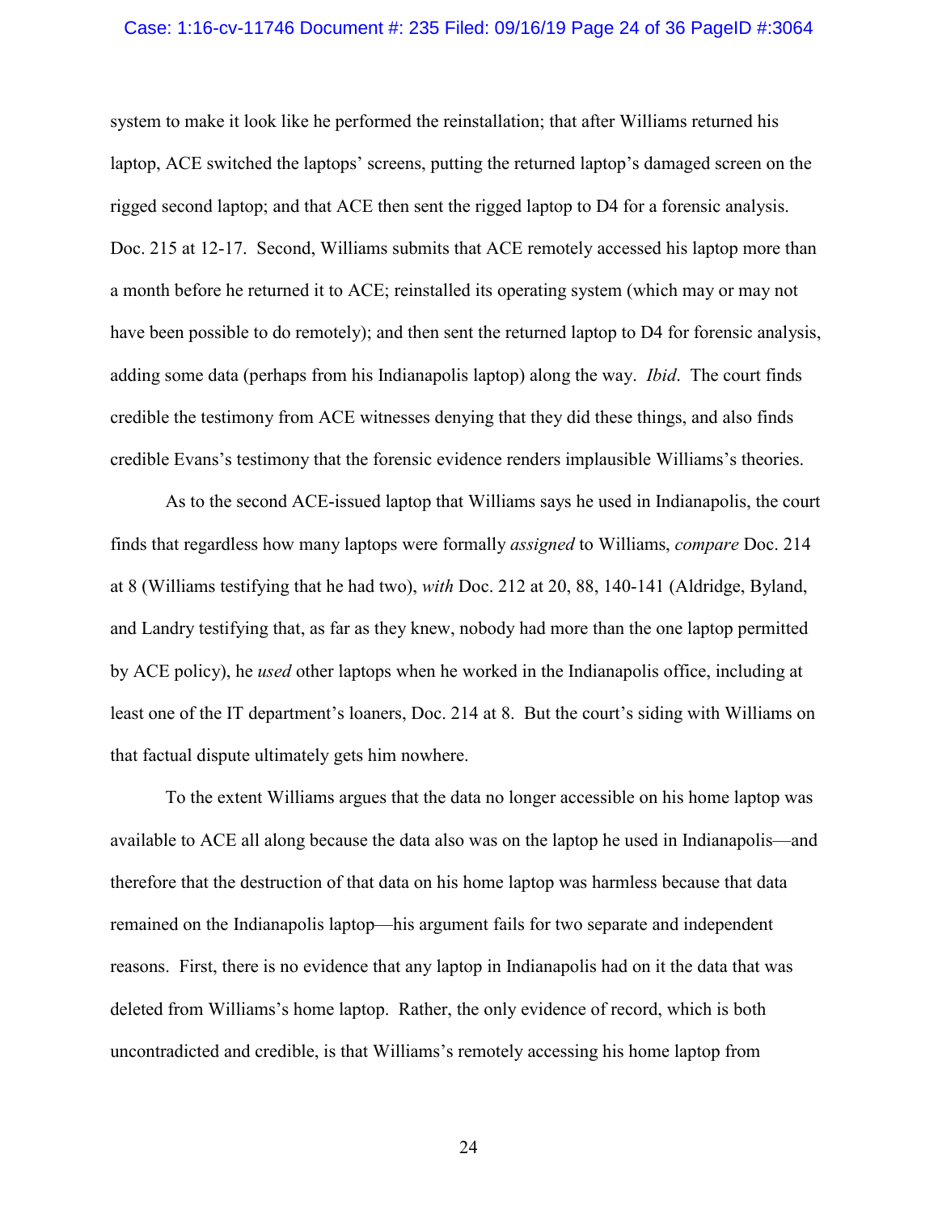system to make it look like he performed the reinstallation; that after Williams returned his laptop, ACE switched the laptops' screens, putting the returned laptop's damaged screen on the rigged second laptop; and that ACE then sent the rigged laptop to D4 for a forensic analysis. Doc. 215 at 12-17. Second, Williams submits that ACE remotely accessed his laptop more than a month before he returned it to ACE; reinstalled its operating system (which may or may not have been possible to do remotely); and then sent the returned laptop to D4 for forensic analysis, adding some data (perhaps from his Indianapolis laptop) along the way. *Ibid*. The court finds credible the testimony from ACE witnesses denying that they did these things, and also finds credible Evans's testimony that the forensic evidence renders implausible Williams's theories.

As to the second ACE-issued laptop that Williams says he used in Indianapolis, the court finds that regardless how many laptops were formally *assigned* to Williams, *compare* Doc. 214 at 8 (Williams testifying that he had two), *with* Doc. 212 at 20, 88, 140-141 (Aldridge, Byland, and Landry testifying that, as far as they knew, nobody had more than the one laptop permitted by ACE policy), he *used* other laptops when he worked in the Indianapolis office, including at least one of the IT department's loaners, Doc. 214 at 8. But the court's siding with Williams on that factual dispute ultimately gets him nowhere.

To the extent Williams argues that the data no longer accessible on his home laptop was available to ACE all along because the data also was on the laptop he used in Indianapolis—and therefore that the destruction of that data on his home laptop was harmless because that data remained on the Indianapolis laptop—his argument fails for two separate and independent reasons. First, there is no evidence that any laptop in Indianapolis had on it the data that was deleted from Williams's home laptop. Rather, the only evidence of record, which is both uncontradicted and credible, is that Williams's remotely accessing his home laptop from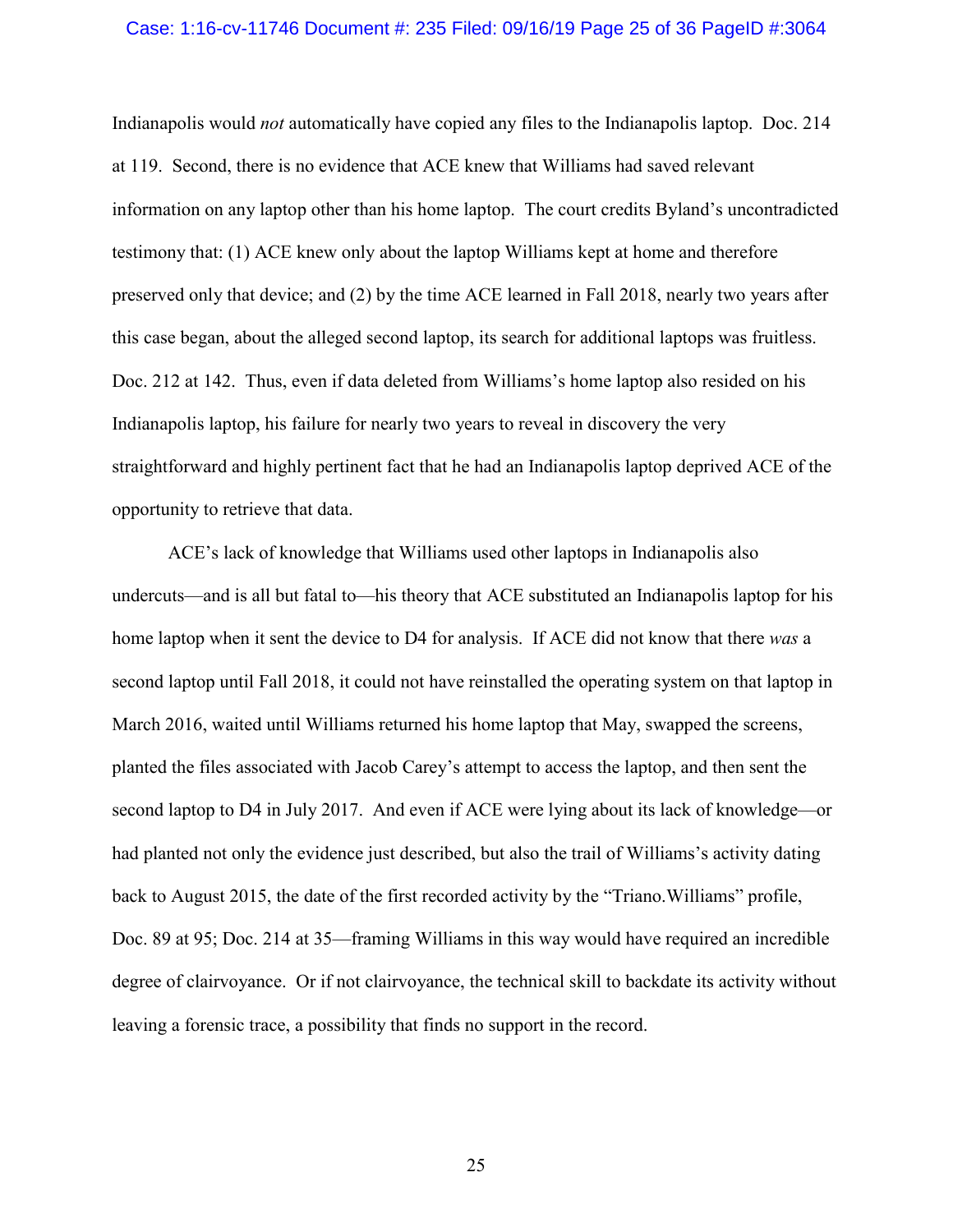Indianapolis would *not* automatically have copied any files to the Indianapolis laptop. Doc. 214 at 119. Second, there is no evidence that ACE knew that Williams had saved relevant information on any laptop other than his home laptop. The court credits Byland's uncontradicted testimony that: (1) ACE knew only about the laptop Williams kept at home and therefore preserved only that device; and (2) by the time ACE learned in Fall 2018, nearly two years after this case began, about the alleged second laptop, its search for additional laptops was fruitless. Doc. 212 at 142. Thus, even if data deleted from Williams's home laptop also resided on his Indianapolis laptop, his failure for nearly two years to reveal in discovery the very straightforward and highly pertinent fact that he had an Indianapolis laptop deprived ACE of the opportunity to retrieve that data.

ACE's lack of knowledge that Williams used other laptops in Indianapolis also undercuts—and is all but fatal to—his theory that ACE substituted an Indianapolis laptop for his home laptop when it sent the device to D4 for analysis. If ACE did not know that there *was* a second laptop until Fall 2018, it could not have reinstalled the operating system on that laptop in March 2016, waited until Williams returned his home laptop that May, swapped the screens, planted the files associated with Jacob Carey's attempt to access the laptop, and then sent the second laptop to D4 in July 2017. And even if ACE were lying about its lack of knowledge—or had planted not only the evidence just described, but also the trail of Williams's activity dating back to August 2015, the date of the first recorded activity by the "Triano.Williams" profile, Doc. 89 at 95; Doc. 214 at 35—framing Williams in this way would have required an incredible degree of clairvoyance. Or if not clairvoyance, the technical skill to backdate its activity without leaving a forensic trace, a possibility that finds no support in the record.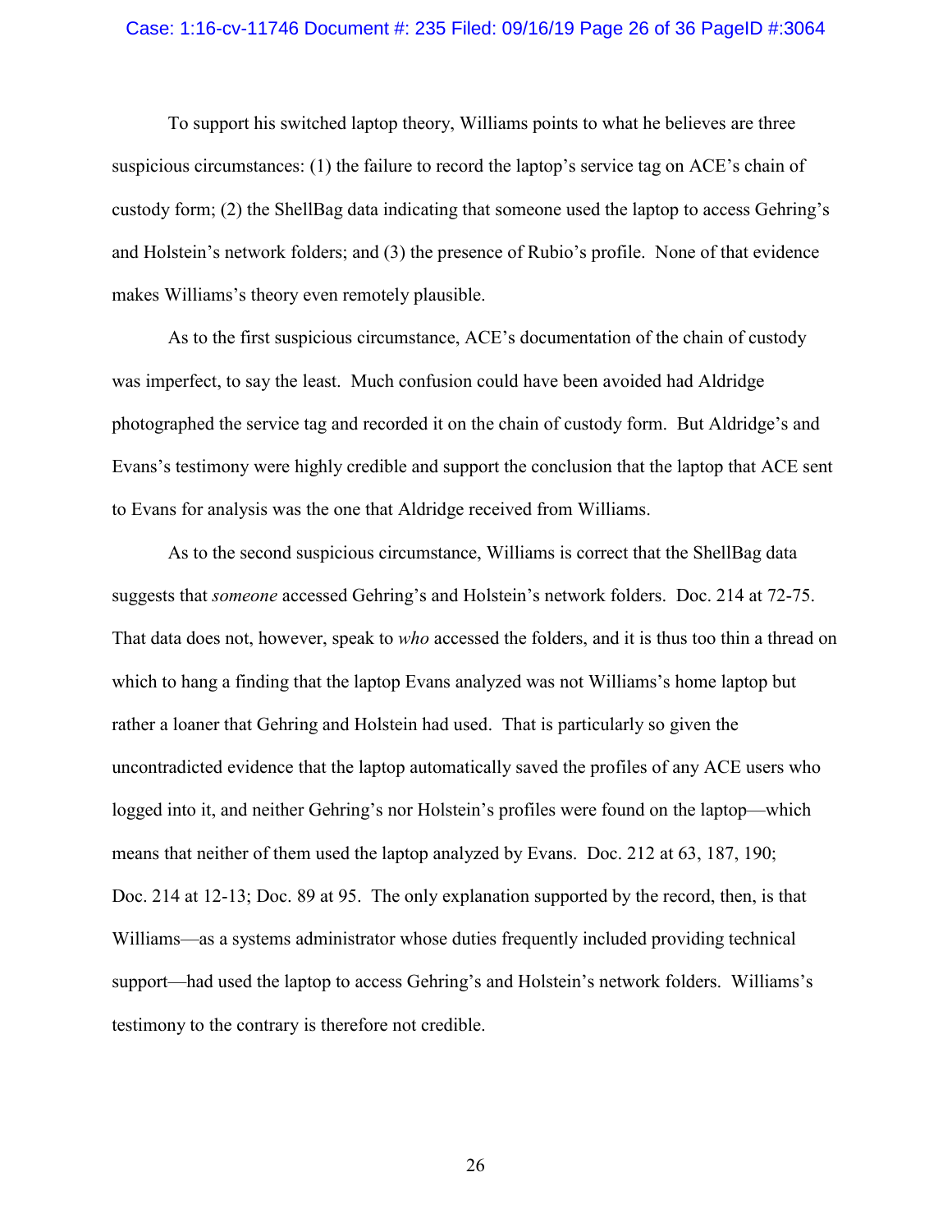To support his switched laptop theory, Williams points to what he believes are three suspicious circumstances: (1) the failure to record the laptop's service tag on ACE's chain of custody form; (2) the ShellBag data indicating that someone used the laptop to access Gehring's and Holstein's network folders; and (3) the presence of Rubio's profile. None of that evidence makes Williams's theory even remotely plausible.

As to the first suspicious circumstance, ACE's documentation of the chain of custody was imperfect, to say the least. Much confusion could have been avoided had Aldridge photographed the service tag and recorded it on the chain of custody form. But Aldridge's and Evans's testimony were highly credible and support the conclusion that the laptop that ACE sent to Evans for analysis was the one that Aldridge received from Williams.

As to the second suspicious circumstance, Williams is correct that the ShellBag data suggests that *someone* accessed Gehring's and Holstein's network folders. Doc. 214 at 72-75. That data does not, however, speak to *who* accessed the folders, and it is thus too thin a thread on which to hang a finding that the laptop Evans analyzed was not Williams's home laptop but rather a loaner that Gehring and Holstein had used. That is particularly so given the uncontradicted evidence that the laptop automatically saved the profiles of any ACE users who logged into it, and neither Gehring's nor Holstein's profiles were found on the laptop—which means that neither of them used the laptop analyzed by Evans. Doc. 212 at 63, 187, 190; Doc. 214 at 12-13; Doc. 89 at 95. The only explanation supported by the record, then, is that Williams—as a systems administrator whose duties frequently included providing technical support—had used the laptop to access Gehring's and Holstein's network folders. Williams's testimony to the contrary is therefore not credible.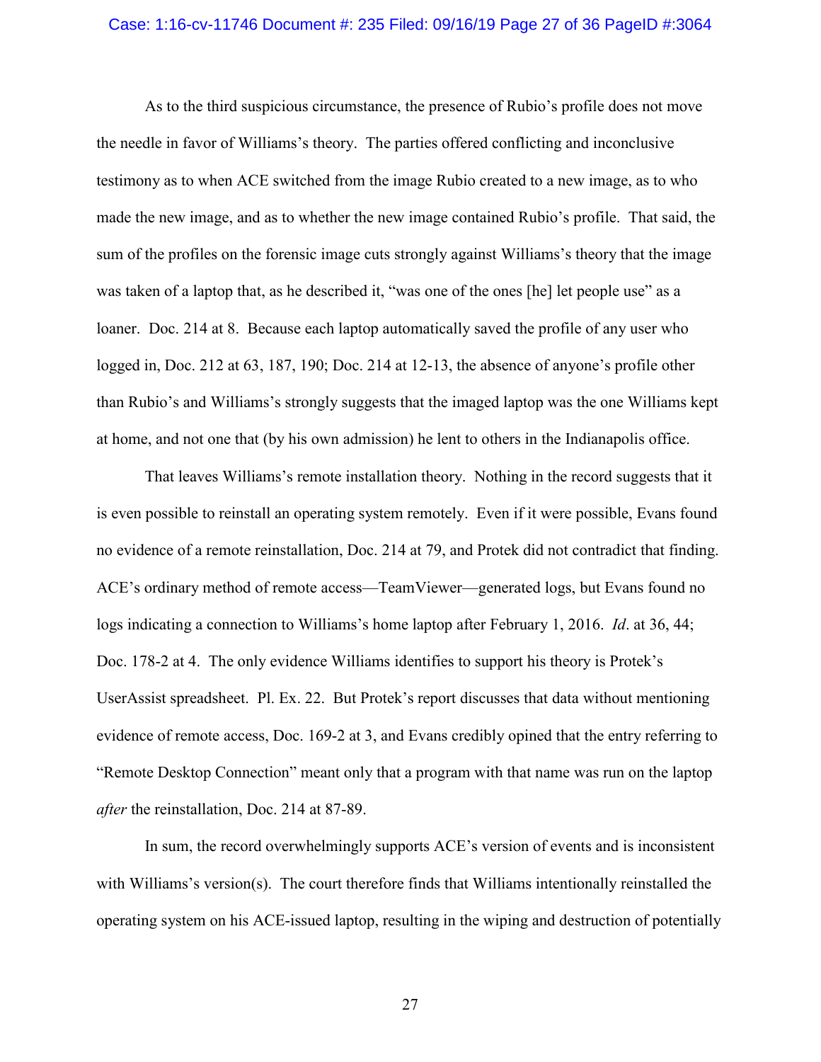As to the third suspicious circumstance, the presence of Rubio's profile does not move the needle in favor of Williams's theory. The parties offered conflicting and inconclusive testimony as to when ACE switched from the image Rubio created to a new image, as to who made the new image, and as to whether the new image contained Rubio's profile. That said, the sum of the profiles on the forensic image cuts strongly against Williams's theory that the image was taken of a laptop that, as he described it, "was one of the ones [he] let people use" as a loaner. Doc. 214 at 8. Because each laptop automatically saved the profile of any user who logged in, Doc. 212 at 63, 187, 190; Doc. 214 at 12-13, the absence of anyone's profile other than Rubio's and Williams's strongly suggests that the imaged laptop was the one Williams kept at home, and not one that (by his own admission) he lent to others in the Indianapolis office.

That leaves Williams's remote installation theory. Nothing in the record suggests that it is even possible to reinstall an operating system remotely. Even if it were possible, Evans found no evidence of a remote reinstallation, Doc. 214 at 79, and Protek did not contradict that finding. ACE's ordinary method of remote access—TeamViewer—generated logs, but Evans found no logs indicating a connection to Williams's home laptop after February 1, 2016. *Id*. at 36, 44; Doc. 178-2 at 4. The only evidence Williams identifies to support his theory is Protek's UserAssist spreadsheet. Pl. Ex. 22. But Protek's report discusses that data without mentioning evidence of remote access, Doc. 169-2 at 3, and Evans credibly opined that the entry referring to "Remote Desktop Connection" meant only that a program with that name was run on the laptop *after* the reinstallation, Doc. 214 at 87-89.

In sum, the record overwhelmingly supports ACE's version of events and is inconsistent with Williams's version(s). The court therefore finds that Williams intentionally reinstalled the operating system on his ACE-issued laptop, resulting in the wiping and destruction of potentially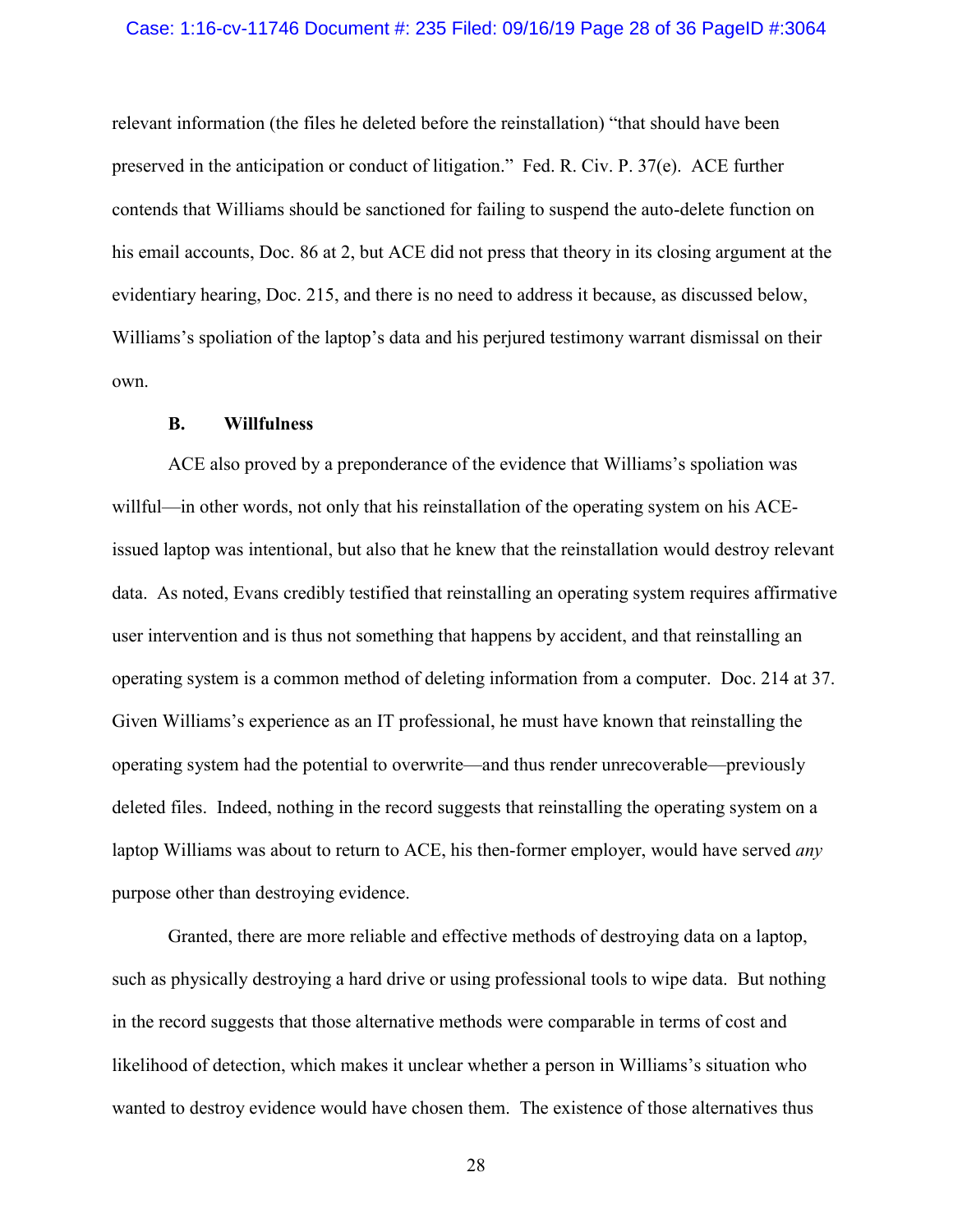relevant information (the files he deleted before the reinstallation) "that should have been preserved in the anticipation or conduct of litigation." Fed. R. Civ. P. 37(e). ACE further contends that Williams should be sanctioned for failing to suspend the auto-delete function on his email accounts, Doc. 86 at 2, but ACE did not press that theory in its closing argument at the evidentiary hearing, Doc. 215, and there is no need to address it because, as discussed below, Williams's spoliation of the laptop's data and his perjured testimony warrant dismissal on their own.

### B. Willfulness

ACE also proved by a preponderance of the evidence that Williams's spoliation was willful—in other words, not only that his reinstallation of the operating system on his ACE-issued laptop was intentional, but also that he knew that the reinstallation would destroy relevant data. As noted, Evans credibly testified that reinstalling an operating system requires affirmative user intervention and is thus not something that happens by accident, and that reinstalling an operating system is a common method of deleting information from a computer. Doc. 214 at 37. Given Williams's experience as an IT professional, he must have known that reinstalling the operating system had the potential to overwrite—and thus render unrecoverable—previously deleted files. Indeed, nothing in the record suggests that reinstalling the operating system on a laptop Williams was about to return to ACE, his then-former employer, would have served *any* purpose other than destroying evidence.

Granted, there are more reliable and effective methods of destroying data on a laptop, such as physically destroying a hard drive or using professional tools to wipe data. But nothing in the record suggests that those alternative methods were comparable in terms of cost and likelihood of detection, which makes it unclear whether a person in Williams's situation who wanted to destroy evidence would have chosen them. The existence of those alternatives thus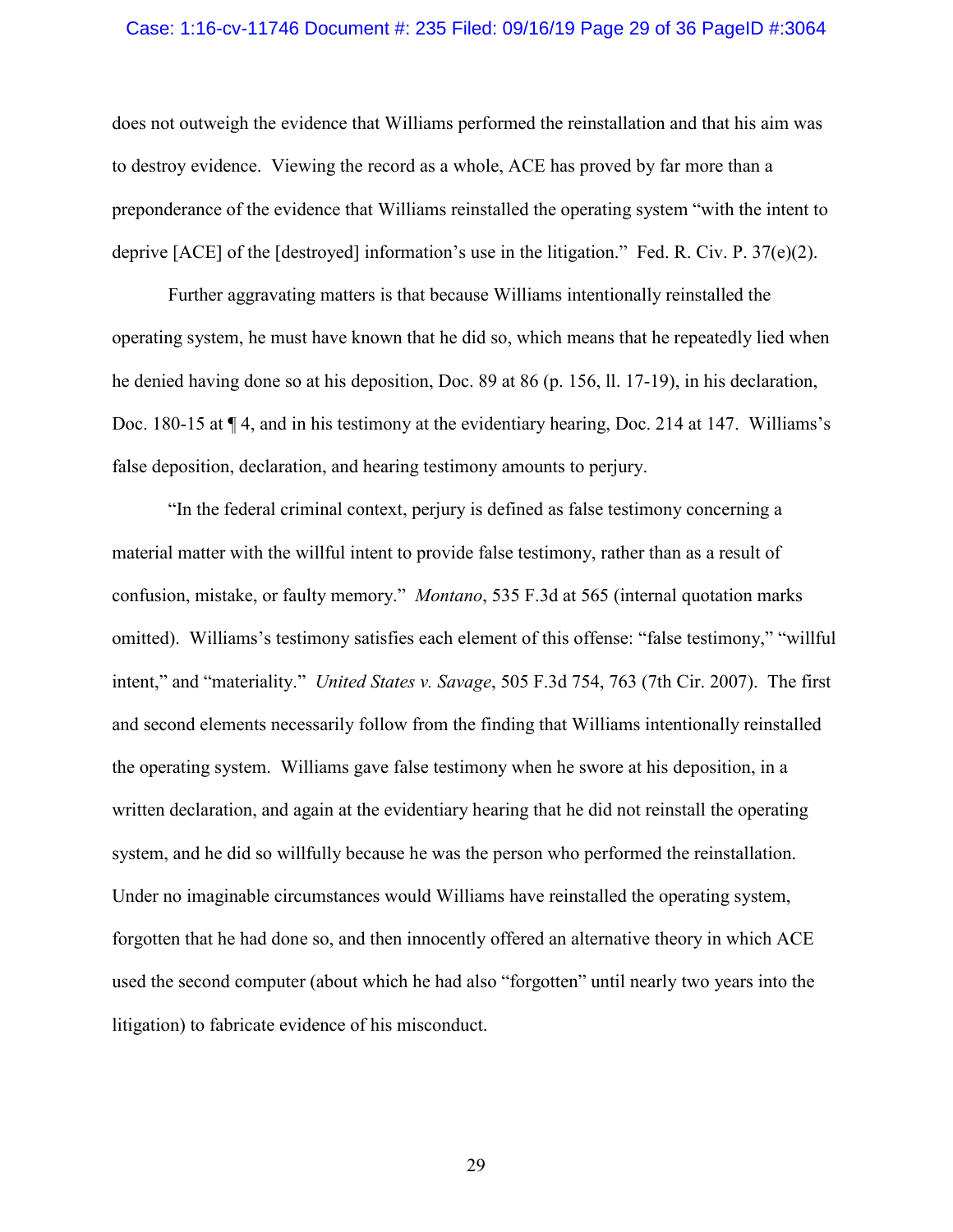does not outweigh the evidence that Williams performed the reinstallation and that his aim was to destroy evidence. Viewing the record as a whole, ACE has proved by far more than a preponderance of the evidence that Williams reinstalled the operating system "with the intent to deprive [ACE] of the [destroyed] information's use in the litigation." Fed. R. Civ. P. 37(e)(2).

Further aggravating matters is that because Williams intentionally reinstalled the operating system, he must have known that he did so, which means that he repeatedly lied when he denied having done so at his deposition, Doc. 89 at 86 (p. 156, ll. 17-19), in his declaration, Doc. 180-15 at ¶ 4, and in his testimony at the evidentiary hearing, Doc. 214 at 147. Williams's false deposition, declaration, and hearing testimony amounts to perjury.

"In the federal criminal context, perjury is defined as false testimony concerning a material matter with the willful intent to provide false testimony, rather than as a result of confusion, mistake, or faulty memory." *Montano*, 535 F.3d at 565 (internal quotation marks omitted). Williams's testimony satisfies each element of this offense: "false testimony," "willful intent," and "materiality." *United States v. Savage*, 505 F.3d 754, 763 (7th Cir. 2007). The first and second elements necessarily follow from the finding that Williams intentionally reinstalled the operating system. Williams gave false testimony when he swore at his deposition, in a written declaration, and again at the evidentiary hearing that he did not reinstall the operating system, and he did so willfully because he was the person who performed the reinstallation. Under no imaginable circumstances would Williams have reinstalled the operating system, forgotten that he had done so, and then innocently offered an alternative theory in which ACE used the second computer (about which he had also "forgotten" until nearly two years into the litigation) to fabricate evidence of his misconduct.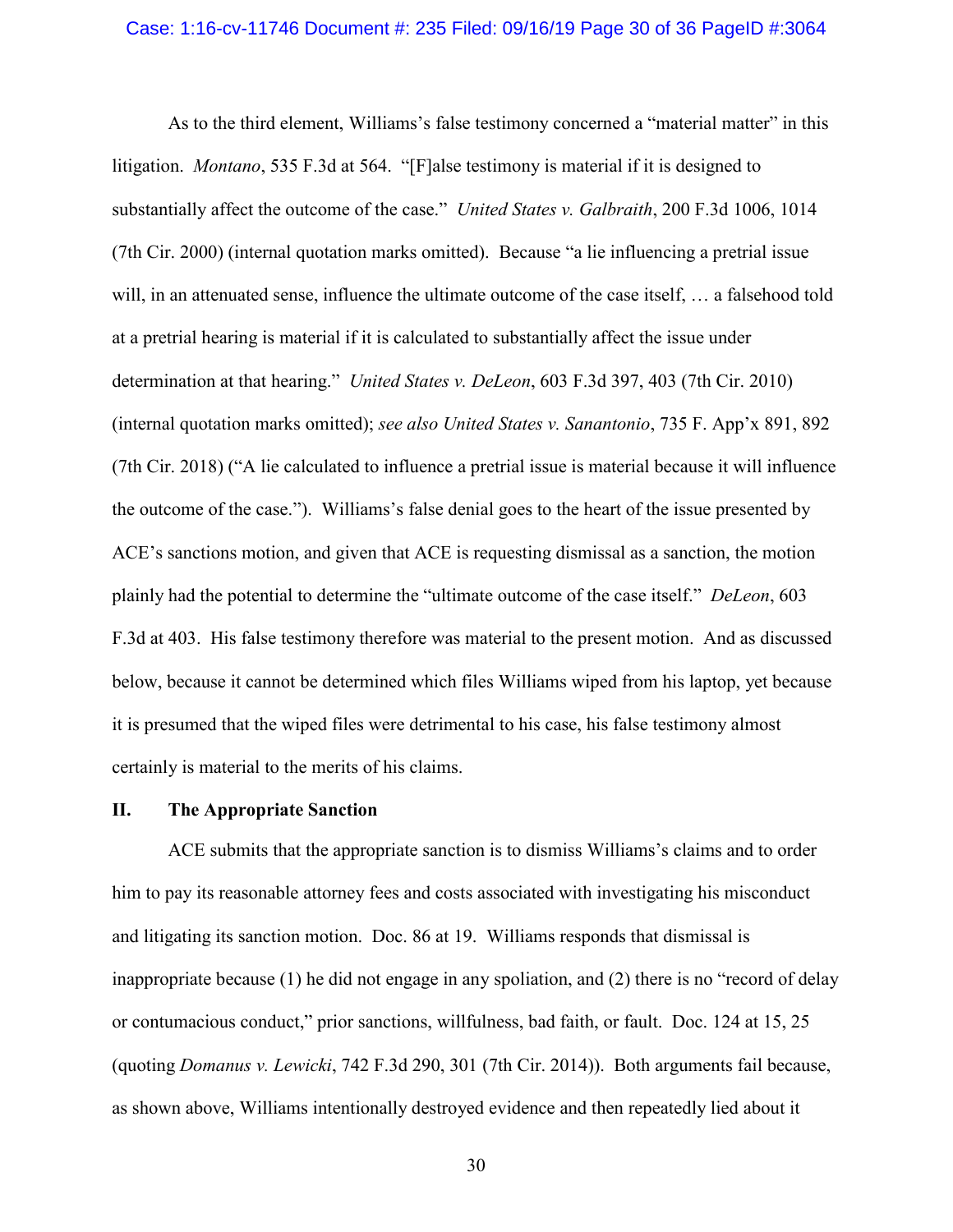As to the third element, Williams's false testimony concerned a "material matter" in this litigation. *Montano*, 535 F.3d at 564. "[F]alse testimony is material if it is designed to substantially affect the outcome of the case." *United States v. Galbraith*, 200 F.3d 1006, 1014 (7th Cir. 2000) (internal quotation marks omitted). Because "a lie influencing a pretrial issue will, in an attenuated sense, influence the ultimate outcome of the case itself, … a falsehood told at a pretrial hearing is material if it is calculated to substantially affect the issue under determination at that hearing." *United States v. DeLeon*, 603 F.3d 397, 403 (7th Cir. 2010) (internal quotation marks omitted); *see also United States v. Sanantonio*, 735 F. App'x 891, 892 (7th Cir. 2018) ("A lie calculated to influence a pretrial issue is material because it will influence the outcome of the case."). Williams's false denial goes to the heart of the issue presented by ACE's sanctions motion, and given that ACE is requesting dismissal as a sanction, the motion plainly had the potential to determine the "ultimate outcome of the case itself." *DeLeon*, 603 F.3d at 403. His false testimony therefore was material to the present motion. And as discussed below, because it cannot be determined which files Williams wiped from his laptop, yet because it is presumed that the wiped files were detrimental to his case, his false testimony almost certainly is material to the merits of his claims.

## II. The Appropriate Sanction

ACE submits that the appropriate sanction is to dismiss Williams's claims and to order him to pay its reasonable attorney fees and costs associated with investigating his misconduct and litigating its sanction motion. Doc. 86 at 19. Williams responds that dismissal is inappropriate because (1) he did not engage in any spoliation, and (2) there is no "record of delay or contumacious conduct," prior sanctions, willfulness, bad faith, or fault. Doc. 124 at 15, 25 (quoting *Domanus v. Lewicki*, 742 F.3d 290, 301 (7th Cir. 2014)). Both arguments fail because, as shown above, Williams intentionally destroyed evidence and then repeatedly lied about it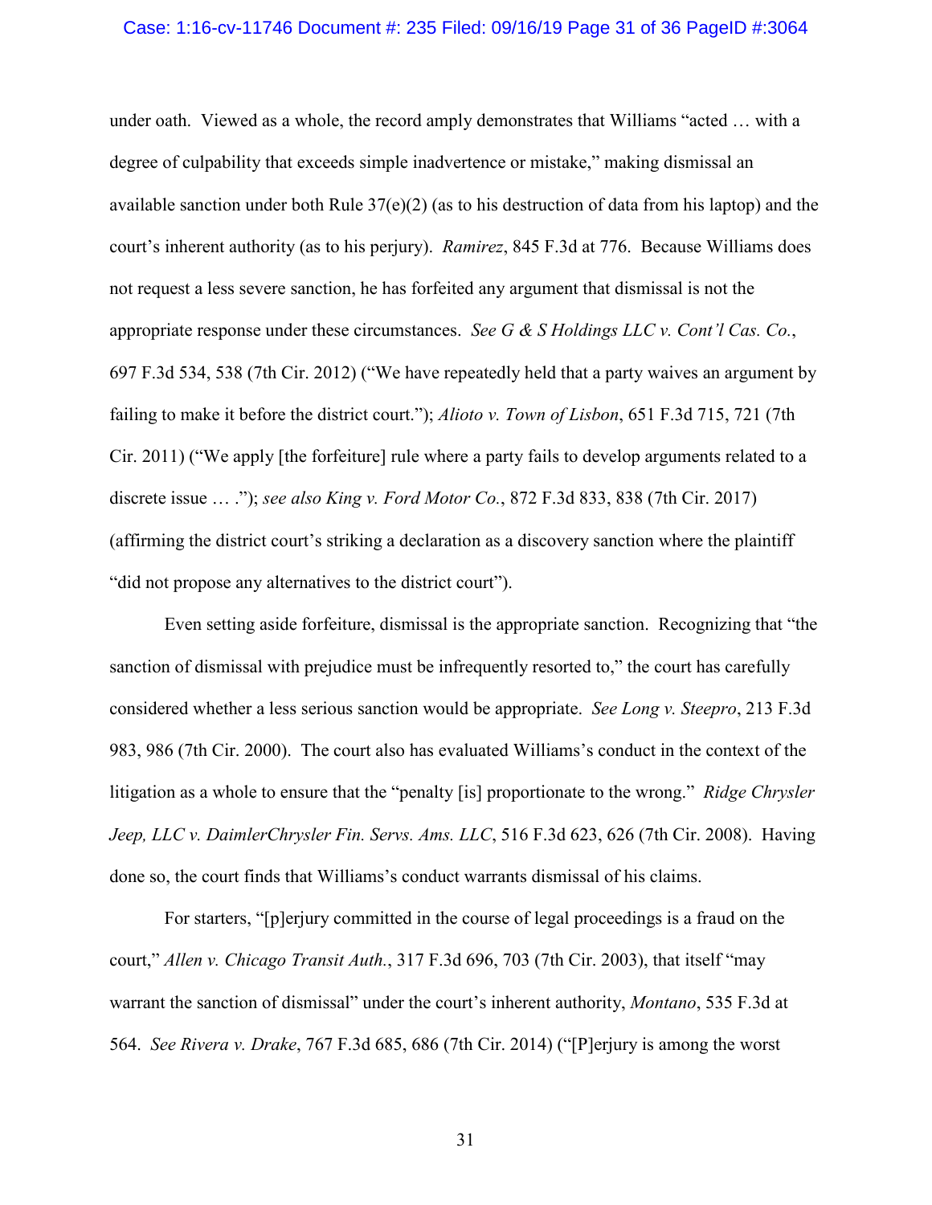under oath. Viewed as a whole, the record amply demonstrates that Williams "acted … with a degree of culpability that exceeds simple inadvertence or mistake," making dismissal an available sanction under both Rule 37(e)(2) (as to his destruction of data from his laptop) and the court's inherent authority (as to his perjury). *Ramirez*, 845 F.3d at 776. Because Williams does not request a less severe sanction, he has forfeited any argument that dismissal is not the appropriate response under these circumstances. *See G & S Holdings LLC v. Cont'l Cas. Co.*, 697 F.3d 534, 538 (7th Cir. 2012) ("We have repeatedly held that a party waives an argument by failing to make it before the district court."); *Alioto v. Town of Lisbon*, 651 F.3d 715, 721 (7th Cir. 2011) ("We apply [the forfeiture] rule where a party fails to develop arguments related to a discrete issue … ."); *see also King v. Ford Motor Co.*, 872 F.3d 833, 838 (7th Cir. 2017) (affirming the district court's striking a declaration as a discovery sanction where the plaintiff "did not propose any alternatives to the district court").

Even setting aside forfeiture, dismissal is the appropriate sanction. Recognizing that "the sanction of dismissal with prejudice must be infrequently resorted to," the court has carefully considered whether a less serious sanction would be appropriate. *See Long v. Steepro*, 213 F.3d 983, 986 (7th Cir. 2000). The court also has evaluated Williams's conduct in the context of the litigation as a whole to ensure that the "penalty [is] proportionate to the wrong." *Ridge Chrysler Jeep, LLC v. DaimlerChrysler Fin. Servs. Ams. LLC*, 516 F.3d 623, 626 (7th Cir. 2008). Having done so, the court finds that Williams's conduct warrants dismissal of his claims.

For starters, "[p]erjury committed in the course of legal proceedings is a fraud on the court," *Allen v. Chicago Transit Auth.*, 317 F.3d 696, 703 (7th Cir. 2003), that itself "may warrant the sanction of dismissal" under the court's inherent authority, *Montano*, 535 F.3d at 564. *See Rivera v. Drake*, 767 F.3d 685, 686 (7th Cir. 2014) ("[P]erjury is among the worst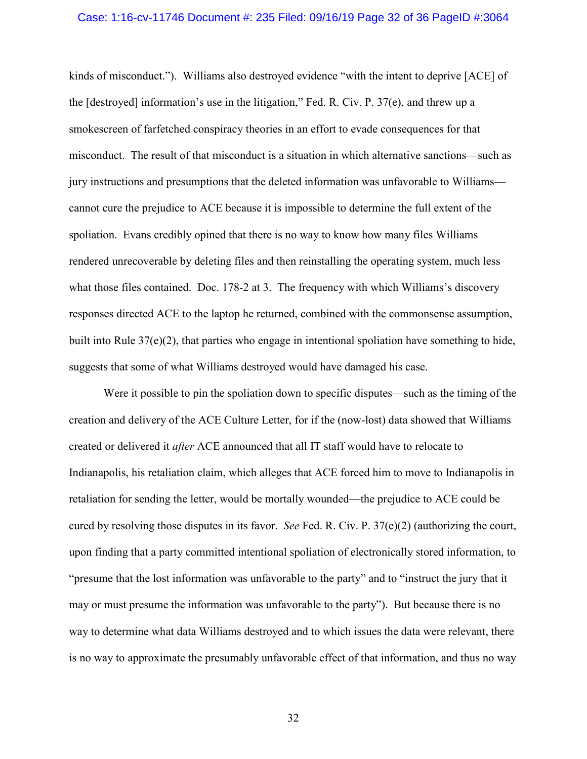kinds of misconduct."). Williams also destroyed evidence "with the intent to deprive [ACE] of the [destroyed] information's use in the litigation," Fed. R. Civ. P. 37(e), and threw up a smokescreen of farfetched conspiracy theories in an effort to evade consequences for that misconduct. The result of that misconduct is a situation in which alternative sanctions—such as jury instructions and presumptions that the deleted information was unfavorable to Williams—cannot cure the prejudice to ACE because it is impossible to determine the full extent of the spoliation. Evans credibly opined that there is no way to know how many files Williams rendered unrecoverable by deleting files and then reinstalling the operating system, much less what those files contained. Doc. 178-2 at 3. The frequency with which Williams's discovery responses directed ACE to the laptop he returned, combined with the commonsense assumption, built into Rule 37(e)(2), that parties who engage in intentional spoliation have something to hide, suggests that some of what Williams destroyed would have damaged his case.

Were it possible to pin the spoliation down to specific disputes—such as the timing of the creation and delivery of the ACE Culture Letter, for if the (now-lost) data showed that Williams created or delivered it *after* ACE announced that all IT staff would have to relocate to Indianapolis, his retaliation claim, which alleges that ACE forced him to move to Indianapolis in retaliation for sending the letter, would be mortally wounded—the prejudice to ACE could be cured by resolving those disputes in its favor. *See* Fed. R. Civ. P. 37(e)(2) (authorizing the court, upon finding that a party committed intentional spoliation of electronically stored information, to "presume that the lost information was unfavorable to the party" and to "instruct the jury that it may or must presume the information was unfavorable to the party"). But because there is no way to determine what data Williams destroyed and to which issues the data were relevant, there is no way to approximate the presumably unfavorable effect of that information, and thus no way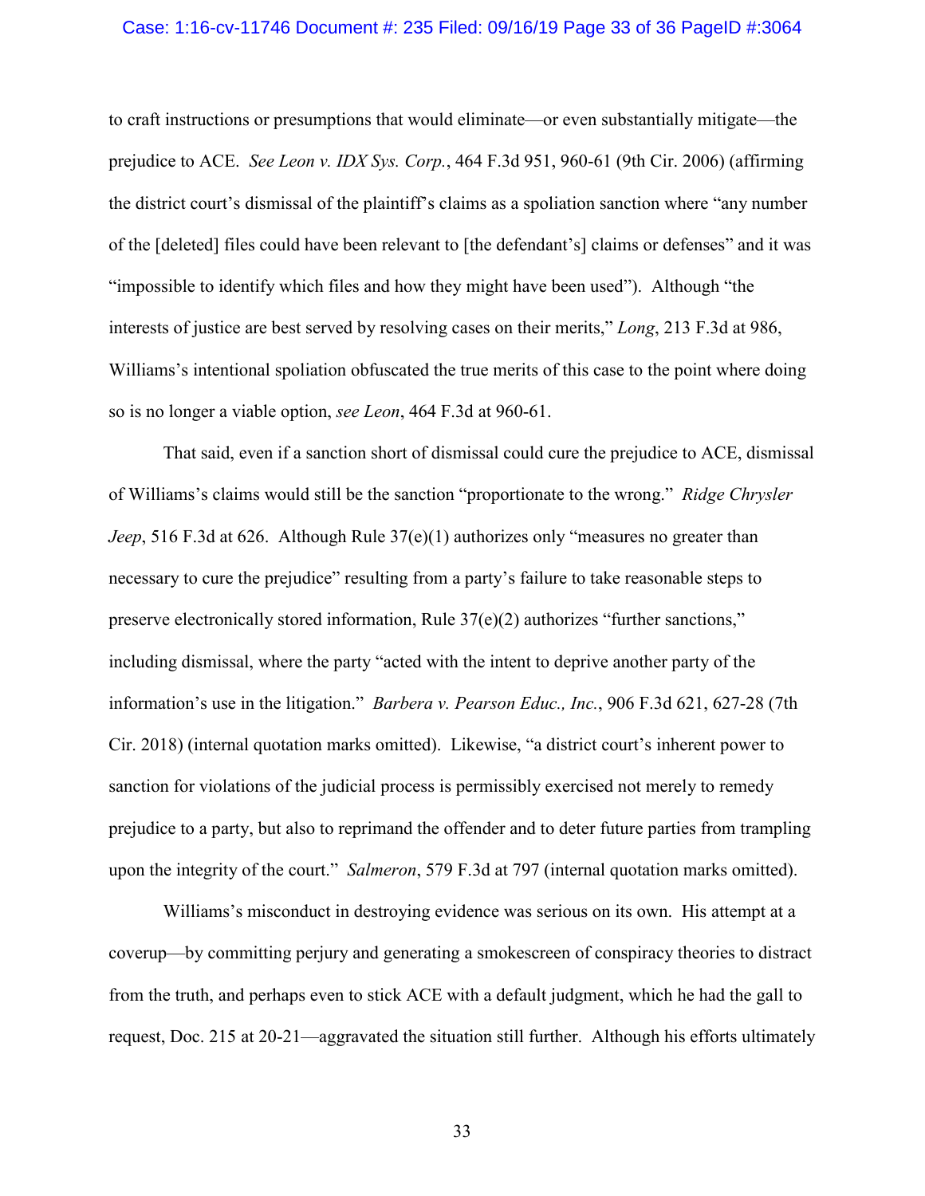to craft instructions or presumptions that would eliminate—or even substantially mitigate—the prejudice to ACE. *See Leon v. IDX Sys. Corp.*, 464 F.3d 951, 960-61 (9th Cir. 2006) (affirming the district court's dismissal of the plaintiff's claims as a spoliation sanction where "any number of the [deleted] files could have been relevant to [the defendant's] claims or defenses" and it was "impossible to identify which files and how they might have been used"). Although "the interests of justice are best served by resolving cases on their merits," *Long*, 213 F.3d at 986, Williams's intentional spoliation obfuscated the true merits of this case to the point where doing so is no longer a viable option, *see Leon*, 464 F.3d at 960-61.

That said, even if a sanction short of dismissal could cure the prejudice to ACE, dismissal of Williams's claims would still be the sanction "proportionate to the wrong." *Ridge Chrysler Jeep*, 516 F.3d at 626. Although Rule 37(e)(1) authorizes only "measures no greater than necessary to cure the prejudice" resulting from a party's failure to take reasonable steps to preserve electronically stored information, Rule 37(e)(2) authorizes "further sanctions," including dismissal, where the party "acted with the intent to deprive another party of the information's use in the litigation." *Barbera v. Pearson Educ., Inc.*, 906 F.3d 621, 627-28 (7th Cir. 2018) (internal quotation marks omitted). Likewise, "a district court's inherent power to sanction for violations of the judicial process is permissibly exercised not merely to remedy prejudice to a party, but also to reprimand the offender and to deter future parties from trampling upon the integrity of the court." *Salmeron*, 579 F.3d at 797 (internal quotation marks omitted).

Williams's misconduct in destroying evidence was serious on its own. His attempt at a coverup—by committing perjury and generating a smokescreen of conspiracy theories to distract from the truth, and perhaps even to stick ACE with a default judgment, which he had the gall to request, Doc. 215 at 20-21—aggravated the situation still further. Although his efforts ultimately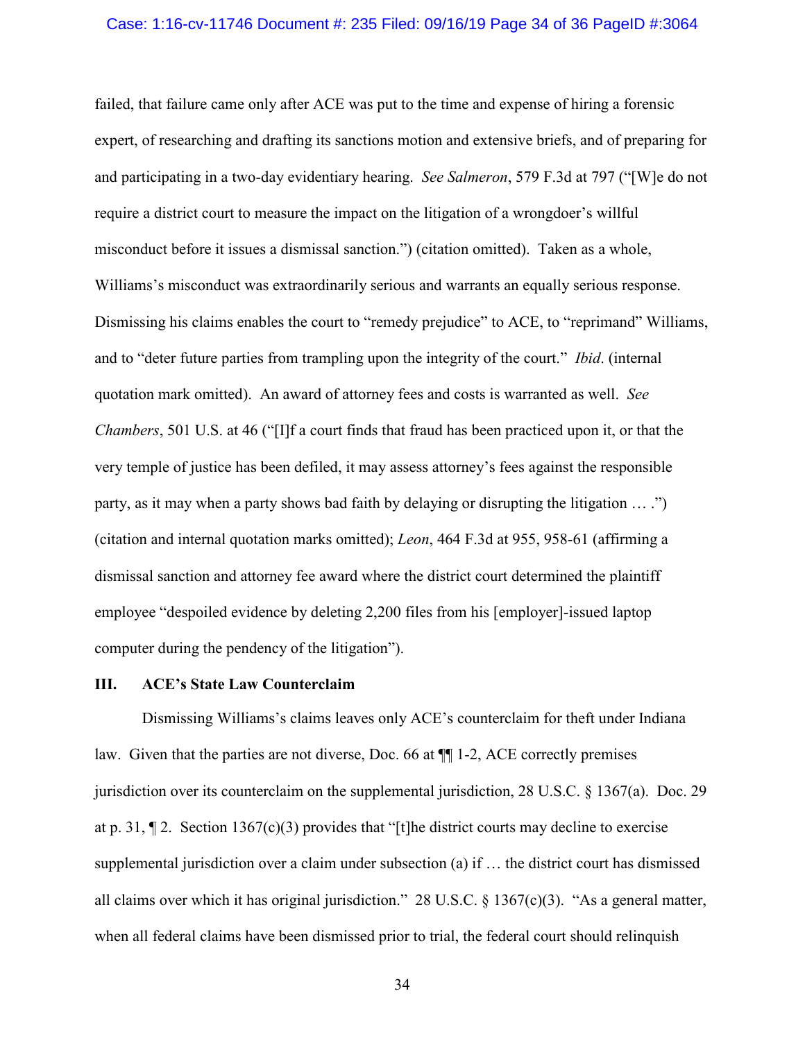failed, that failure came only after ACE was put to the time and expense of hiring a forensic expert, of researching and drafting its sanctions motion and extensive briefs, and of preparing for and participating in a two-day evidentiary hearing. *See Salmeron*, 579 F.3d at 797 ("[W]e do not require a district court to measure the impact on the litigation of a wrongdoer's willful misconduct before it issues a dismissal sanction.") (citation omitted). Taken as a whole, Williams's misconduct was extraordinarily serious and warrants an equally serious response. Dismissing his claims enables the court to "remedy prejudice" to ACE, to "reprimand" Williams, and to "deter future parties from trampling upon the integrity of the court." *Ibid*. (internal quotation mark omitted). An award of attorney fees and costs is warranted as well. *See Chambers*, 501 U.S. at 46 ("[I]f a court finds that fraud has been practiced upon it, or that the very temple of justice has been defiled, it may assess attorney's fees against the responsible party, as it may when a party shows bad faith by delaying or disrupting the litigation … .") (citation and internal quotation marks omitted); *Leon*, 464 F.3d at 955, 958-61 (affirming a dismissal sanction and attorney fee award where the district court determined the plaintiff employee "despoiled evidence by deleting 2,200 files from his [employer]-issued laptop computer during the pendency of the litigation").

## III. ACE's State Law Counterclaim

Dismissing Williams's claims leaves only ACE's counterclaim for theft under Indiana law. Given that the parties are not diverse, Doc. 66 at ¶¶ 1-2, ACE correctly premises jurisdiction over its counterclaim on the supplemental jurisdiction, 28 U.S.C. § 1367(a). Doc. 29 at p. 31, ¶ 2. Section 1367(c)(3) provides that "[t]he district courts may decline to exercise supplemental jurisdiction over a claim under subsection (a) if … the district court has dismissed all claims over which it has original jurisdiction." 28 U.S.C. § 1367(c)(3). "As a general matter, when all federal claims have been dismissed prior to trial, the federal court should relinquish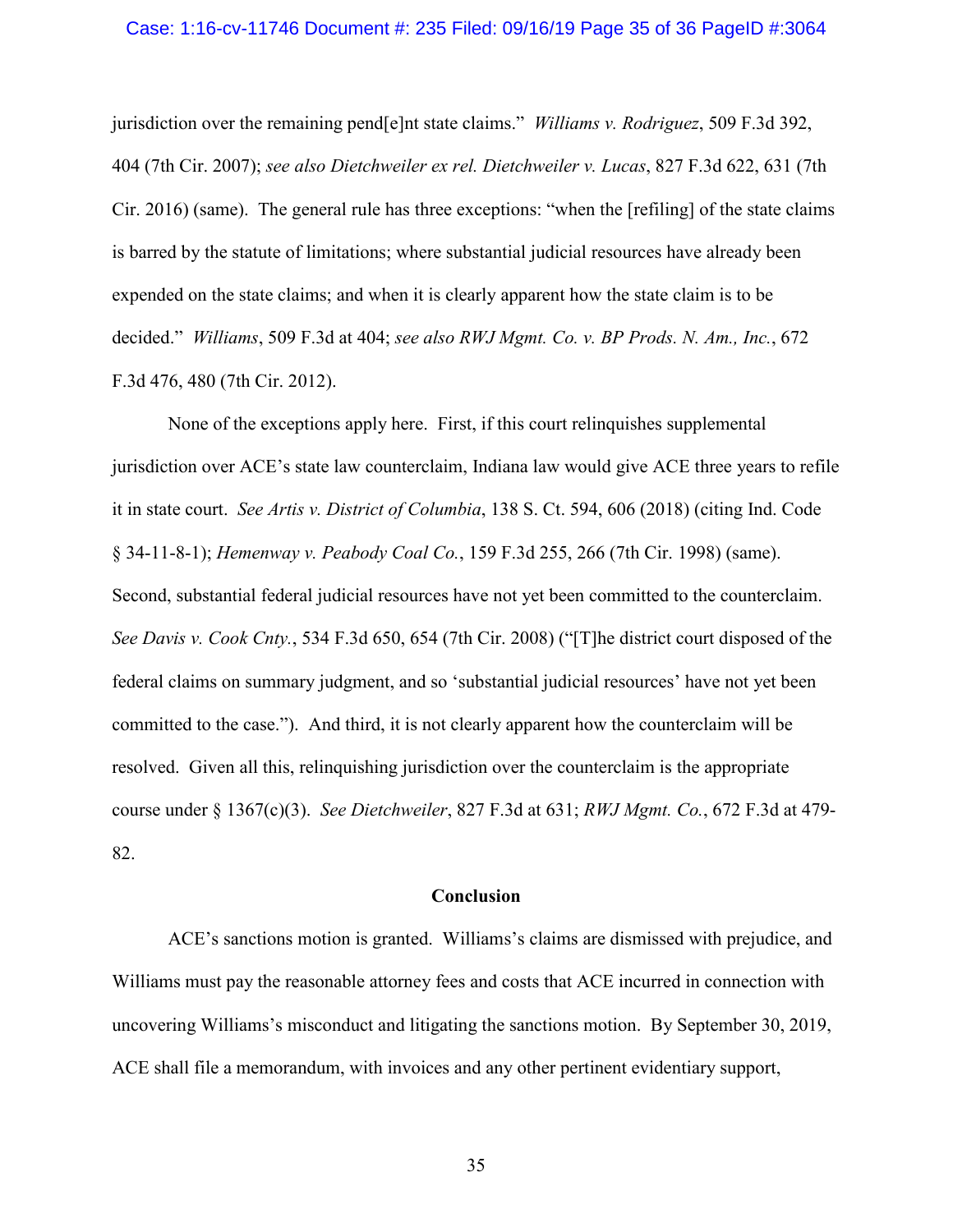jurisdiction over the remaining pend[e]nt state claims." *Williams v. Rodriguez*, 509 F.3d 392, 404 (7th Cir. 2007); *see also Dietchweiler ex rel. Dietchweiler v. Lucas*, 827 F.3d 622, 631 (7th Cir. 2016) (same). The general rule has three exceptions: "when the [refiling] of the state claims is barred by the statute of limitations; where substantial judicial resources have already been expended on the state claims; and when it is clearly apparent how the state claim is to be decided." *Williams*, 509 F.3d at 404; *see also RWJ Mgmt. Co. v. BP Prods. N. Am., Inc.*, 672 F.3d 476, 480 (7th Cir. 2012).

None of the exceptions apply here. First, if this court relinquishes supplemental jurisdiction over ACE's state law counterclaim, Indiana law would give ACE three years to refile it in state court. *See Artis v. District of Columbia*, 138 S. Ct. 594, 606 (2018) (citing Ind. Code § 34-11-8-1); *Hemenway v. Peabody Coal Co.*, 159 F.3d 255, 266 (7th Cir. 1998) (same). Second, substantial federal judicial resources have not yet been committed to the counterclaim. *See Davis v. Cook Cnty.*, 534 F.3d 650, 654 (7th Cir. 2008) ("[T]he district court disposed of the federal claims on summary judgment, and so 'substantial judicial resources' have not yet been committed to the case."). And third, it is not clearly apparent how the counterclaim will be resolved. Given all this, relinquishing jurisdiction over the counterclaim is the appropriate course under § 1367(c)(3). *See Dietchweiler*, 827 F.3d at 631; *RWJ Mgmt. Co.*, 672 F.3d at 479-82.

## Conclusion

ACE's sanctions motion is granted. Williams's claims are dismissed with prejudice, and Williams must pay the reasonable attorney fees and costs that ACE incurred in connection with uncovering Williams's misconduct and litigating the sanctions motion. By September 30, 2019, ACE shall file a memorandum, with invoices and any other pertinent evidentiary support,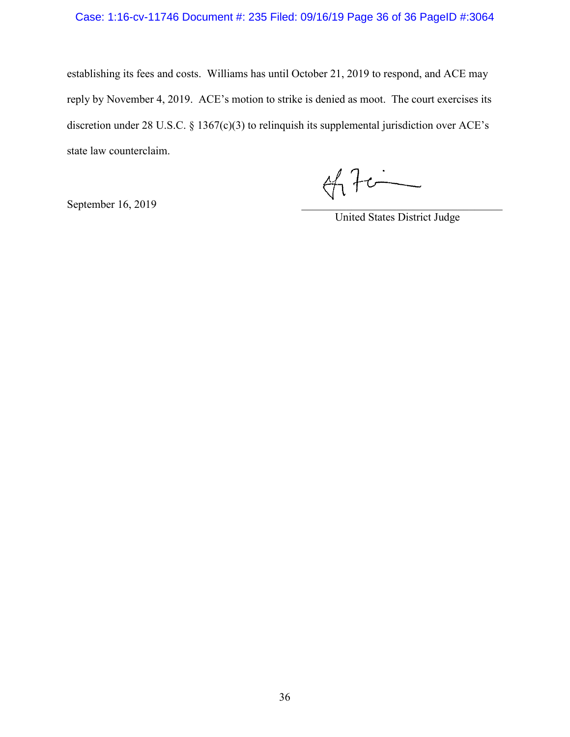establishing its fees and costs. Williams has until October 21, 2019 to respond, and ACE may reply by November 4, 2019. ACE's motion to strike is denied as moot. The court exercises its discretion under 28 U.S.C. § 1367(c)(3) to relinquish its supplemental jurisdiction over ACE's state law counterclaim.

September 16, 2019

United States District Judge